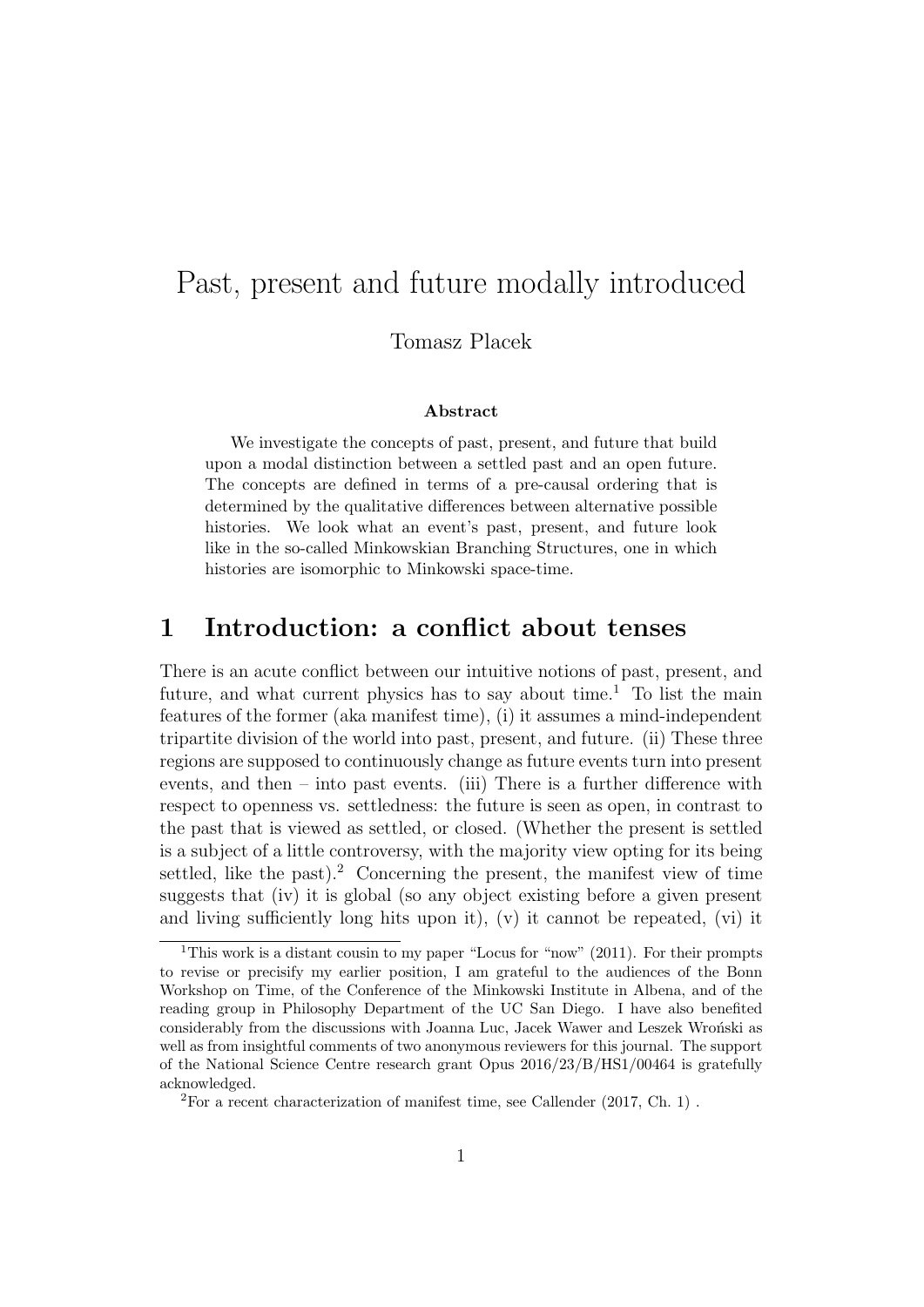# Past, present and future modally introduced

Tomasz Placek

**Abstract**

We investigate the concepts of past, present, and future that build upon a modal distinction between a settled past and an open future. The concepts are defined in terms of a pre-causal ordering that is determined by the qualitative differences between alternative possible histories. We look what an event's past, present, and future look like in the so-called Minkowskian Branching Structures, one in which histories are isomorphic to Minkowski space-time.

## 1 Introduction: a conflict about tenses

There is an acute conflict between our intuitive notions of past, present, and future, and what current physics has to say about time.[1] To list the main features of the former (aka manifest time), (i) it assumes a mind-independent tripartite division of the world into past, present, and future. (ii) These three regions are supposed to continuously change as future events turn into present events, and then – into past events. (iii) There is a further difference with respect to openness vs. settledness: the future is seen as open, in contrast to the past that is viewed as settled, or closed. (Whether the present is settled is a subject of a little controversy, with the majority view opting for its being settled, like the past).[2] Concerning the present, the manifest view of time suggests that (iv) it is global (so any object existing before a given present and living sufficiently long hits upon it), (v) it cannot be repeated, (vi) it

---

[1] This work is a distant cousin to my paper "Locus for "now" (2011). For their prompts to revise or precisify my earlier position, I am grateful to the audiences of the Bonn Workshop on Time, of the Conference of the Minkowski Institute in Albena, and of the reading group in Philosophy Department of the UC San Diego. I have also benefited considerably from the discussions with Joanna Luc, Jacek Wawer and Leszek Wroński as well as from insightful comments of two anonymous reviewers for this journal. The support of the National Science Centre research grant Opus 2016/23/B/HS1/00464 is gratefully acknowledged.

[2] For a recent characterization of manifest time, see Callender (2017, Ch. 1) .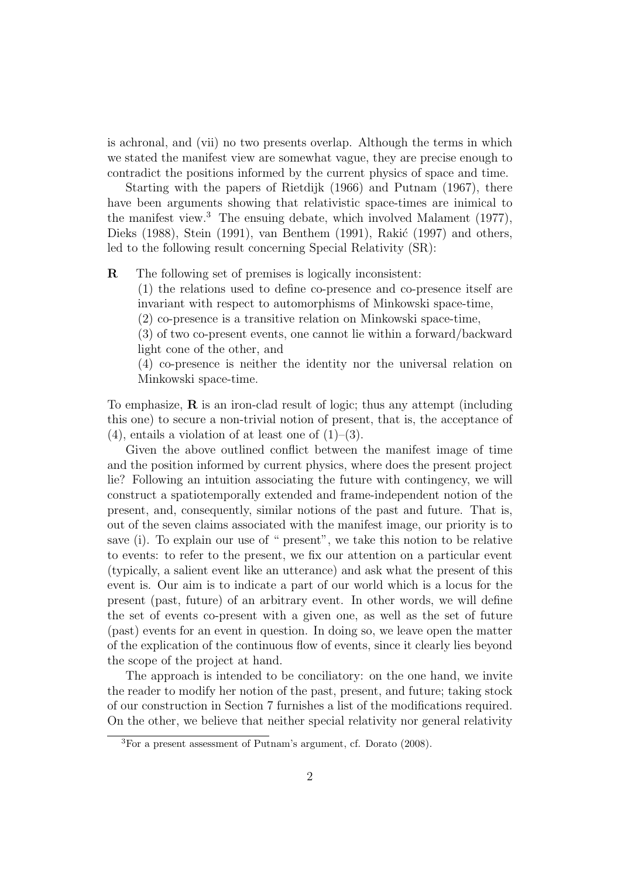is achronal, and (vii) no two presents overlap. Although the terms in which we stated the manifest view are somewhat vague, they are precise enough to contradict the positions informed by the current physics of space and time.

Starting with the papers of Rietdijk (1966) and Putnam (1967), there have been arguments showing that relativistic space-times are inimical to the manifest view.[3] The ensuing debate, which involved Malament (1977), Dieks (1988), Stein (1991), van Benthem (1991), Rakić (1997) and others, led to the following result concerning Special Relativity (SR):

**R** The following set of premises is logically inconsistent:

(1) the relations used to define co-presence and co-presence itself are invariant with respect to automorphisms of Minkowski space-time,

(2) co-presence is a transitive relation on Minkowski space-time,

(3) of two co-present events, one cannot lie within a forward/backward light cone of the other, and

(4) co-presence is neither the identity nor the universal relation on Minkowski space-time.

To emphasize, **R** is an iron-clad result of logic; thus any attempt (including this one) to secure a non-trivial notion of present, that is, the acceptance of (4), entails a violation of at least one of (1)–(3).

Given the above outlined conflict between the manifest image of time and the position informed by current physics, where does the present project lie? Following an intuition associating the future with contingency, we will construct a spatiotemporally extended and frame-independent notion of the present, and, consequently, similar notions of the past and future. That is, out of the seven claims associated with the manifest image, our priority is to save (i). To explain our use of " present", we take this notion to be relative to events: to refer to the present, we fix our attention on a particular event (typically, a salient event like an utterance) and ask what the present of this event is. Our aim is to indicate a part of our world which is a locus for the present (past, future) of an arbitrary event. In other words, we will define the set of events co-present with a given one, as well as the set of future (past) events for an event in question. In doing so, we leave open the matter of the explication of the continuous flow of events, since it clearly lies beyond the scope of the project at hand.

The approach is intended to be conciliatory: on the one hand, we invite the reader to modify her notion of the past, present, and future; taking stock of our construction in Section 7 furnishes a list of the modifications required. On the other, we believe that neither special relativity nor general relativity

[3] For a present assessment of Putnam's argument, cf. Dorato (2008).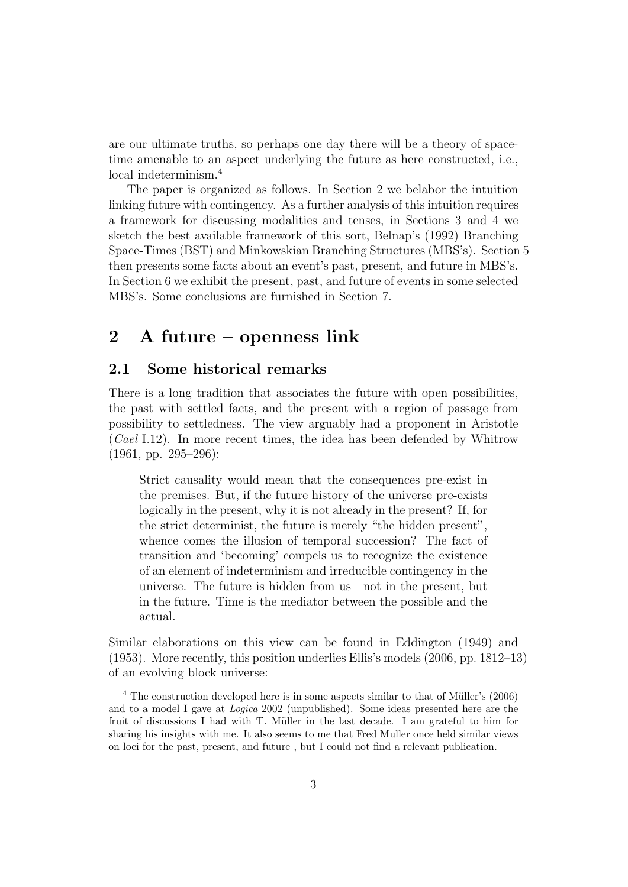are our ultimate truths, so perhaps one day there will be a theory of spacetime amenable to an aspect underlying the future as here constructed, i.e., local indeterminism.[4]

The paper is organized as follows. In Section 2 we belabor the intuition linking future with contingency. As a further analysis of this intuition requires a framework for discussing modalities and tenses, in Sections 3 and 4 we sketch the best available framework of this sort, Belnap's (1992) Branching Space-Times (BST) and Minkowskian Branching Structures (MBS's). Section 5 then presents some facts about an event's past, present, and future in MBS's. In Section 6 we exhibit the present, past, and future of events in some selected MBS's. Some conclusions are furnished in Section 7.

## 2 A future – openness link

### 2.1 Some historical remarks

There is a long tradition that associates the future with open possibilities, the past with settled facts, and the present with a region of passage from possibility to settledness. The view arguably had a proponent in Aristotle (*Cael* I.12). In more recent times, the idea has been defended by Whitrow (1961, pp. 295–296):

> Strict causality would mean that the consequences pre-exist in the premises. But, if the future history of the universe pre-exists logically in the present, why it is not already in the present? If, for the strict determinist, the future is merely "the hidden present", whence comes the illusion of temporal succession? The fact of transition and 'becoming' compels us to recognize the existence of an element of indeterminism and irreducible contingency in the universe. The future is hidden from us—not in the present, but in the future. Time is the mediator between the possible and the actual.

Similar elaborations on this view can be found in Eddington (1949) and (1953). More recently, this position underlies Ellis's models (2006, pp. 1812–13) of an evolving block universe:

[4] The construction developed here is in some aspects similar to that of Müller's (2006) and to a model I gave at *Logica* 2002 (unpublished). Some ideas presented here are the fruit of discussions I had with T. Müller in the last decade. I am grateful to him for sharing his insights with me. It also seems to me that Fred Muller once held similar views on loci for the past, present, and future , but I could not find a relevant publication.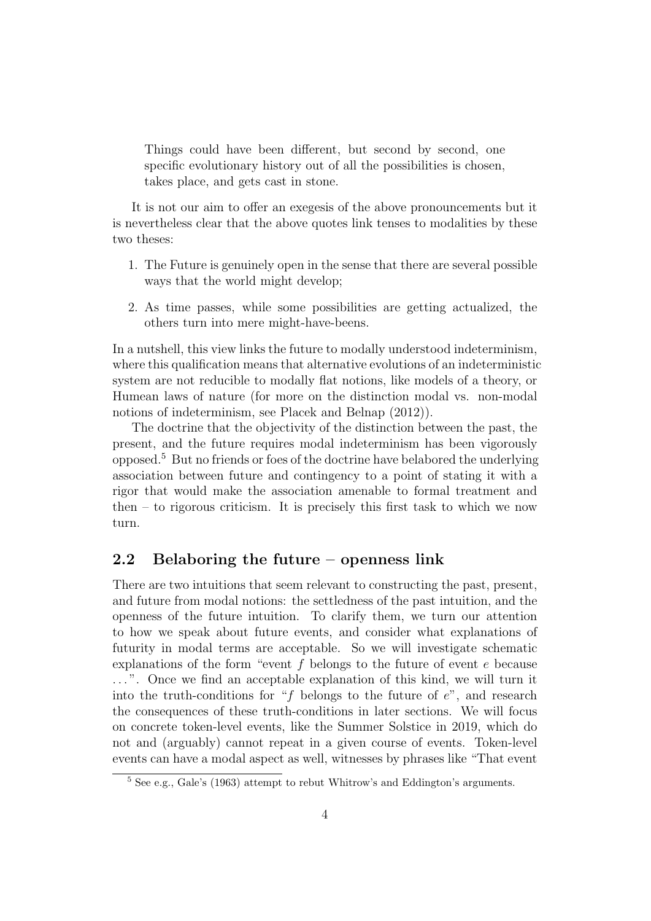> Things could have been different, but second by second, one specific evolutionary history out of all the possibilities is chosen, takes place, and gets cast in stone.

It is not our aim to offer an exegesis of the above pronouncements but it is nevertheless clear that the above quotes link tenses to modalities by these two theses:

1. The Future is genuinely open in the sense that there are several possible ways that the world might develop;
2. As time passes, while some possibilities are getting actualized, the others turn into mere might-have-beens.

In a nutshell, this view links the future to modally understood indeterminism, where this qualification means that alternative evolutions of an indeterministic system are not reducible to modally flat notions, like models of a theory, or Humean laws of nature (for more on the distinction modal vs. non-modal notions of indeterminism, see Placek and Belnap (2012)).

The doctrine that the objectivity of the distinction between the past, the present, and the future requires modal indeterminism has been vigorously opposed.[5] But no friends or foes of the doctrine have belabored the underlying association between future and contingency to a point of stating it with a rigor that would make the association amenable to formal treatment and then – to rigorous criticism. It is precisely this first task to which we now turn.

## 2.2 Belaboring the future – openness link

There are two intuitions that seem relevant to constructing the past, present, and future from modal notions: the settledness of the past intuition, and the openness of the future intuition. To clarify them, we turn our attention to how we speak about future events, and consider what explanations of futurity in modal terms are acceptable. So we will investigate schematic explanations of the form "event $f$ belongs to the future of event $e$ because ...". Once we find an acceptable explanation of this kind, we will turn it into the truth-conditions for "$f$ belongs to the future of $e$", and research the consequences of these truth-conditions in later sections. We will focus on concrete token-level events, like the Summer Solstice in 2019, which do not and (arguably) cannot repeat in a given course of events. Token-level events can have a modal aspect as well, witnesses by phrases like "That event

[5] See e.g., Gale's (1963) attempt to rebut Whitrow's and Eddington's arguments.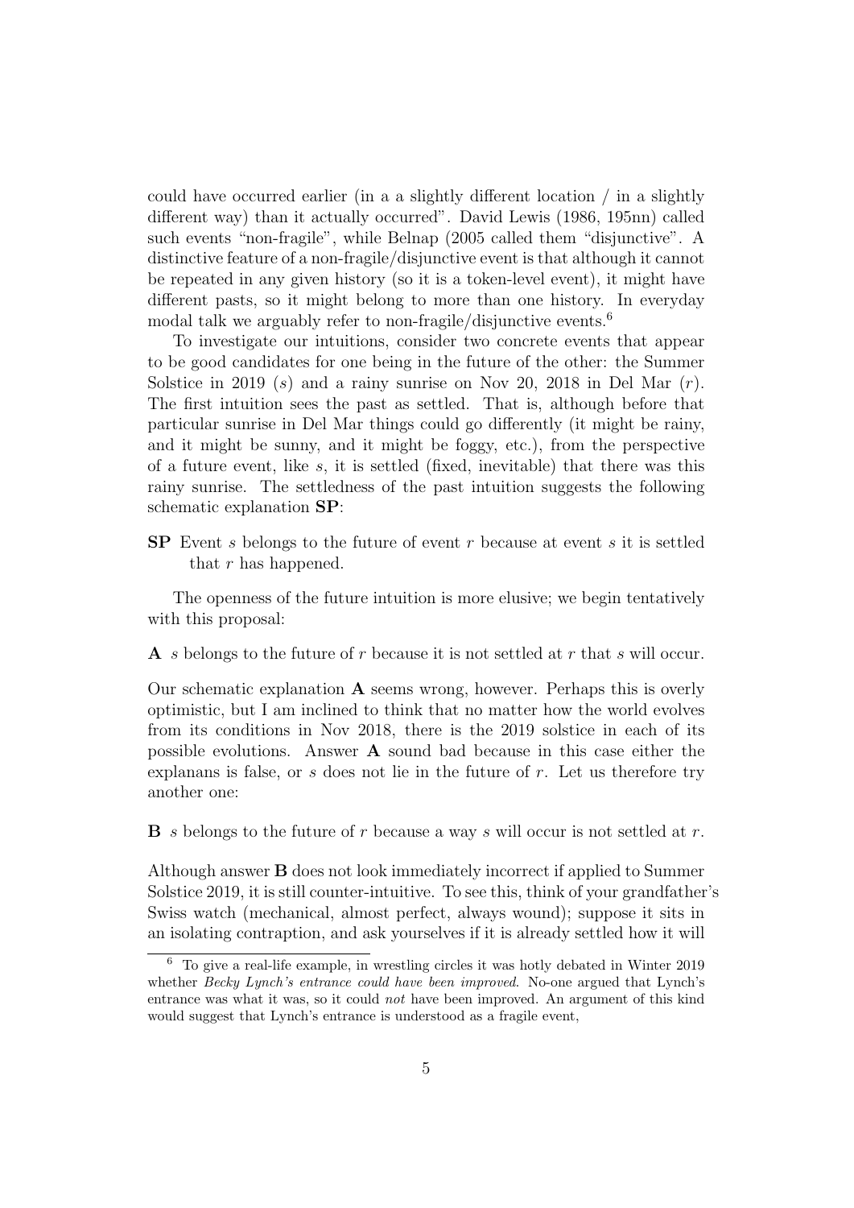could have occurred earlier (in a a slightly different location / in a slightly different way) than it actually occurred". David Lewis (1986, 195nn) called such events "non-fragile", while Belnap (2005 called them "disjunctive". A distinctive feature of a non-fragile/disjunctive event is that although it cannot be repeated in any given history (so it is a token-level event), it might have different pasts, so it might belong to more than one history. In everyday modal talk we arguably refer to non-fragile/disjunctive events.[6]

To investigate our intuitions, consider two concrete events that appear to be good candidates for one being in the future of the other: the Summer Solstice in 2019 ($s$) and a rainy sunrise on Nov 20, 2018 in Del Mar ($r$). The first intuition sees the past as settled. That is, although before that particular sunrise in Del Mar things could go differently (it might be rainy, and it might be sunny, and it might be foggy, etc.), from the perspective of a future event, like $s$, it is settled (fixed, inevitable) that there was this rainy sunrise. The settledness of the past intuition suggests the following schematic explanation **SP**:

**SP** Event $s$ belongs to the future of event $r$ because at event $s$ it is settled that $r$ has happened.

The openness of the future intuition is more elusive; we begin tentatively with this proposal:

**A** $s$ belongs to the future of $r$ because it is not settled at $r$ that $s$ will occur.

Our schematic explanation **A** seems wrong, however. Perhaps this is overly optimistic, but I am inclined to think that no matter how the world evolves from its conditions in Nov 2018, there is the 2019 solstice in each of its possible evolutions. Answer **A** sound bad because in this case either the explanans is false, or $s$ does not lie in the future of $r$. Let us therefore try another one:

**B** $s$ belongs to the future of $r$ because a way $s$ will occur is not settled at $r$.

Although answer **B** does not look immediately incorrect if applied to Summer Solstice 2019, it is still counter-intuitive. To see this, think of your grandfather's Swiss watch (mechanical, almost perfect, always wound); suppose it sits in an isolating contraption, and ask yourselves if it is already settled how it will

[6] To give a real-life example, in wrestling circles it was hotly debated in Winter 2019 whether *Becky Lynch's entrance could have been improved*. No-one argued that Lynch's entrance was what it was, so it could *not* have been improved. An argument of this kind would suggest that Lynch's entrance is understood as a fragile event,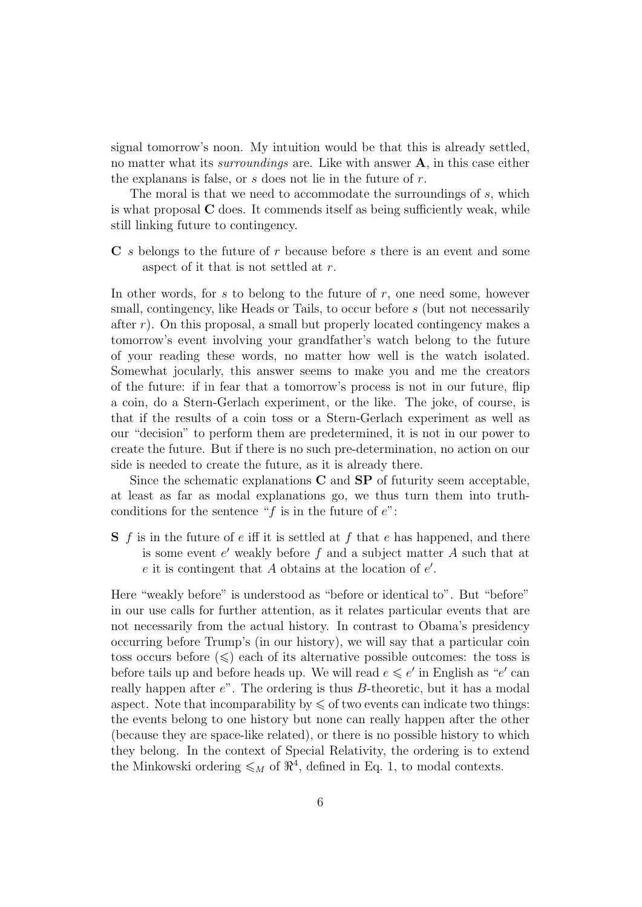signal tomorrow's noon. My intuition would be that this is already settled, no matter what its *surroundings* are. Like with answer **A**, in this case either the explanans is false, or $s$ does not lie in the future of $r$.

The moral is that we need to accommodate the surroundings of $s$, which is what proposal **C** does. It commends itself as being sufficiently weak, while still linking future to contingency.

**C** $s$ belongs to the future of $r$ because before $s$ there is an event and some aspect of it that is not settled at $r$.

In other words, for $s$ to belong to the future of $r$, one need some, however small, contingency, like Heads or Tails, to occur before $s$ (but not necessarily after $r$). On this proposal, a small but properly located contingency makes a tomorrow's event involving your grandfather's watch belong to the future of your reading these words, no matter how well is the watch isolated. Somewhat jocularly, this answer seems to make you and me the creators of the future: if in fear that a tomorrow's process is not in our future, flip a coin, do a Stern-Gerlach experiment, or the like. The joke, of course, is that if the results of a coin toss or a Stern-Gerlach experiment as well as our "decision" to perform them are predetermined, it is not in our power to create the future. But if there is no such pre-determination, no action on our side is needed to create the future, as it is already there.

Since the schematic explanations **C** and **SP** of futurity seem acceptable, at least as far as modal explanations go, we thus turn them into truth-conditions for the sentence "$f$ is in the future of $e$":

**S** $f$ is in the future of $e$ iff it is settled at $f$ that $e$ has happened, and there is some event $e'$ weakly before $f$ and a subject matter $A$ such that at $e$ it is contingent that $A$ obtains at the location of $e'$.

Here "weakly before" is understood as "before or identical to". But "before" in our use calls for further attention, as it relates particular events that are not necessarily from the actual history. In contrast to Obama's presidency occurring before Trump's (in our history), we will say that a particular coin toss occurs before ($\leqslant$) each of its alternative possible outcomes: the toss is before tails up and before heads up. We will read $e \leqslant e'$ in English as "$e'$ can really happen after $e$". The ordering is thus $B$-theoretic, but it has a modal aspect. Note that incomparability by $\leqslant$ of two events can indicate two things: the events belong to one history but none can really happen after the other (because they are space-like related), or there is no possible history to which they belong. In the context of Special Relativity, the ordering is to extend the Minkowski ordering $\leqslant_M$ of $\Re^4$, defined in Eq. 1, to modal contexts.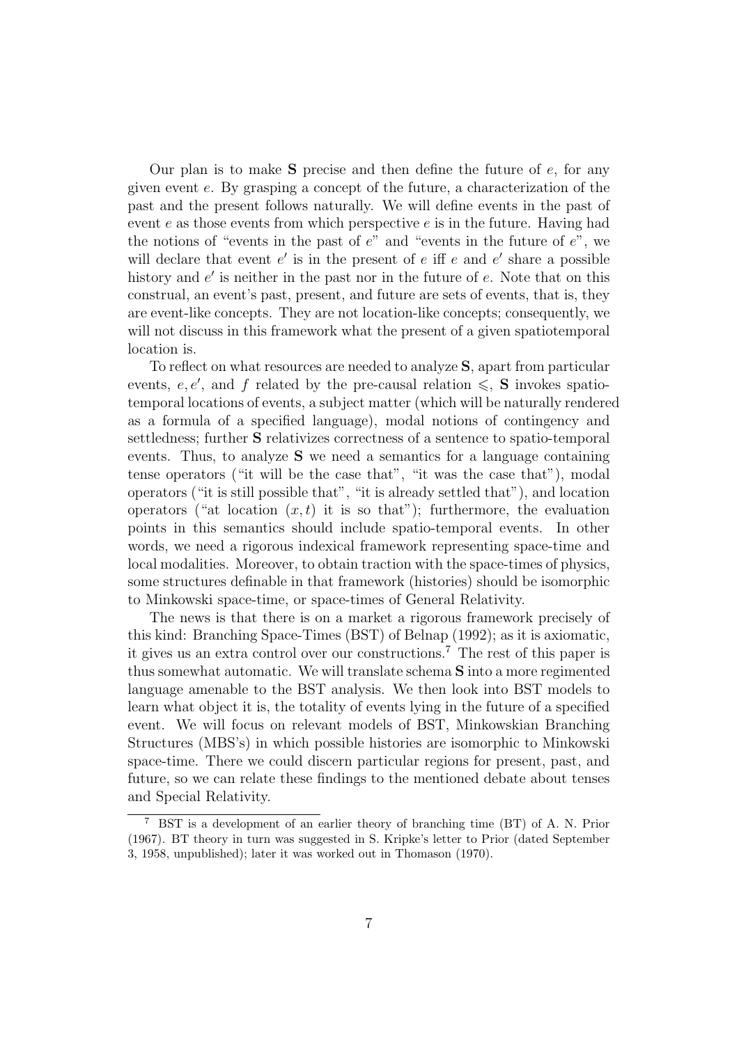Our plan is to make **S** precise and then define the future of $e$, for any given event $e$. By grasping a concept of the future, a characterization of the past and the present follows naturally. We will define events in the past of event $e$ as those events from which perspective $e$ is in the future. Having had the notions of "events in the past of $e$" and "events in the future of $e$", we will declare that event $e'$ is in the present of $e$ iff $e$ and $e'$ share a possible history and $e'$ is neither in the past nor in the future of $e$. Note that on this construal, an event's past, present, and future are sets of events, that is, they are event-like concepts. They are not location-like concepts; consequently, we will not discuss in this framework what the present of a given spatiotemporal location is.

To reflect on what resources are needed to analyze **S**, apart from particular events, $e, e'$, and $f$ related by the pre-causal relation $\leqslant$, **S** invokes spatio-temporal locations of events, a subject matter (which will be naturally rendered as a formula of a specified language), modal notions of contingency and settledness; further **S** relativizes correctness of a sentence to spatio-temporal events. Thus, to analyze **S** we need a semantics for a language containing tense operators ("it will be the case that", "it was the case that"), modal operators ("it is still possible that", "it is already settled that"), and location operators ("at location $(x, t)$ it is so that"); furthermore, the evaluation points in this semantics should include spatio-temporal events. In other words, we need a rigorous indexical framework representing space-time and local modalities. Moreover, to obtain traction with the space-times of physics, some structures definable in that framework (histories) should be isomorphic to Minkowski space-time, or space-times of General Relativity.

The news is that there is on a market a rigorous framework precisely of this kind: Branching Space-Times (BST) of Belnap (1992); as it is axiomatic, it gives us an extra control over our constructions.[7] The rest of this paper is thus somewhat automatic. We will translate schema **S** into a more regimented language amenable to the BST analysis. We then look into BST models to learn what object it is, the totality of events lying in the future of a specified event. We will focus on relevant models of BST, Minkowskian Branching Structures (MBS's) in which possible histories are isomorphic to Minkowski space-time. There we could discern particular regions for present, past, and future, so we can relate these findings to the mentioned debate about tenses and Special Relativity.

[7] BST is a development of an earlier theory of branching time (BT) of A. N. Prior (1967). BT theory in turn was suggested in S. Kripke's letter to Prior (dated September 3, 1958, unpublished); later it was worked out in Thomason (1970).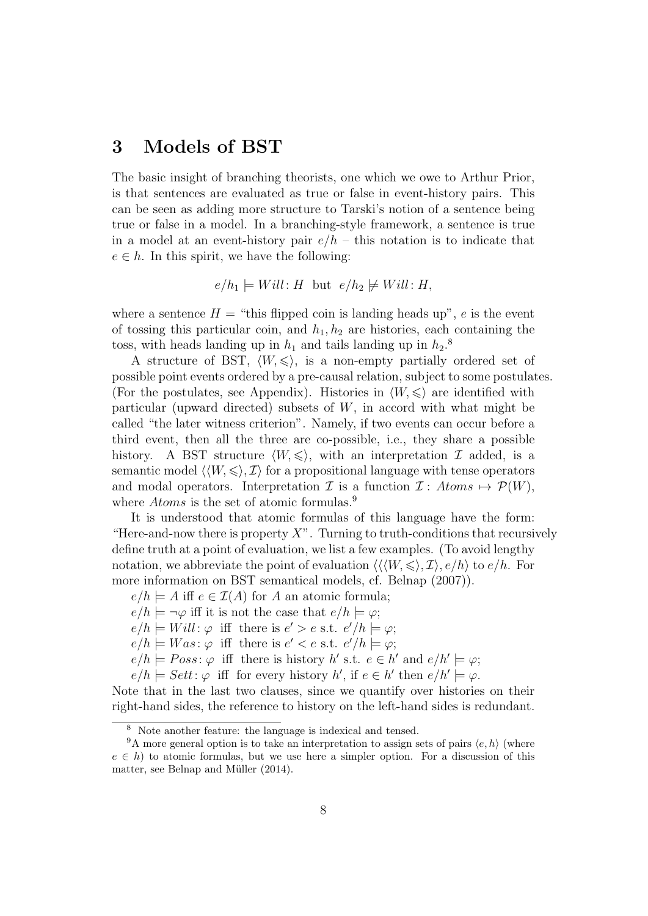# 3 Models of BST

The basic insight of branching theorists, one which we owe to Arthur Prior, is that sentences are evaluated as true or false in event-history pairs. This can be seen as adding more structure to Tarski's notion of a sentence being true or false in a model. In a branching-style framework, a sentence is true in a model at an event-history pair $e/h$ – this notation is to indicate that $e \in h$. In this spirit, we have the following:

$$e/h_1 \models Will\colon H \;\text{ but }\; e/h_2 \not\models Will\colon H,$$

where a sentence $H$ = "this flipped coin is landing heads up", $e$ is the event of tossing this particular coin, and $h_1, h_2$ are histories, each containing the toss, with heads landing up in $h_1$ and tails landing up in $h_2$.[8]

A structure of BST, $\langle W, \leqslant \rangle$, is a non-empty partially ordered set of possible point events ordered by a pre-causal relation, subject to some postulates. (For the postulates, see Appendix). Histories in $\langle W, \leqslant \rangle$ are identified with particular (upward directed) subsets of $W$, in accord with what might be called "the later witness criterion". Namely, if two events can occur before a third event, then all the three are co-possible, i.e., they share a possible history. A BST structure $\langle W, \leqslant \rangle$, with an interpretation $\mathcal{I}$ added, is a semantic model $\langle \langle W, \leqslant \rangle, \mathcal{I} \rangle$ for a propositional language with tense operators and modal operators. Interpretation $\mathcal{I}$ is a function $\mathcal{I} : Atoms \mapsto \mathcal{P}(W)$, where *Atoms* is the set of atomic formulas.[9]

It is understood that atomic formulas of this language have the form: "Here-and-now there is property $X$". Turning to truth-conditions that recursively define truth at a point of evaluation, we list a few examples. (To avoid lengthy notation, we abbreviate the point of evaluation $\langle \langle \langle W, \leqslant \rangle, \mathcal{I} \rangle, e/h \rangle$ to $e/h$. For more information on BST semantical models, cf. Belnap (2007)).

$e/h \models A$ iff $e \in \mathcal{I}(A)$ for $A$ an atomic formula;
$e/h \models \neg\varphi$ iff it is not the case that $e/h \models \varphi$;
$e/h \models Will\colon \varphi$ iff there is $e' > e$ s.t. $e'/h \models \varphi$;
$e/h \models Was\colon \varphi$ iff there is $e' < e$ s.t. $e'/h \models \varphi$;
$e/h \models Poss\colon \varphi$ iff there is history $h'$ s.t. $e \in h'$ and $e/h' \models \varphi$;
$e/h \models Sett\colon \varphi$ iff for every history $h'$, if $e \in h'$ then $e/h' \models \varphi$.

Note that in the last two clauses, since we quantify over histories on their right-hand sides, the reference to history on the left-hand sides is redundant.

---

[8] Note another feature: the language is indexical and tensed.

[9] A more general option is to take an interpretation to assign sets of pairs $\langle e, h \rangle$ (where $e \in h$) to atomic formulas, but we use here a simpler option. For a discussion of this matter, see Belnap and Müller (2014).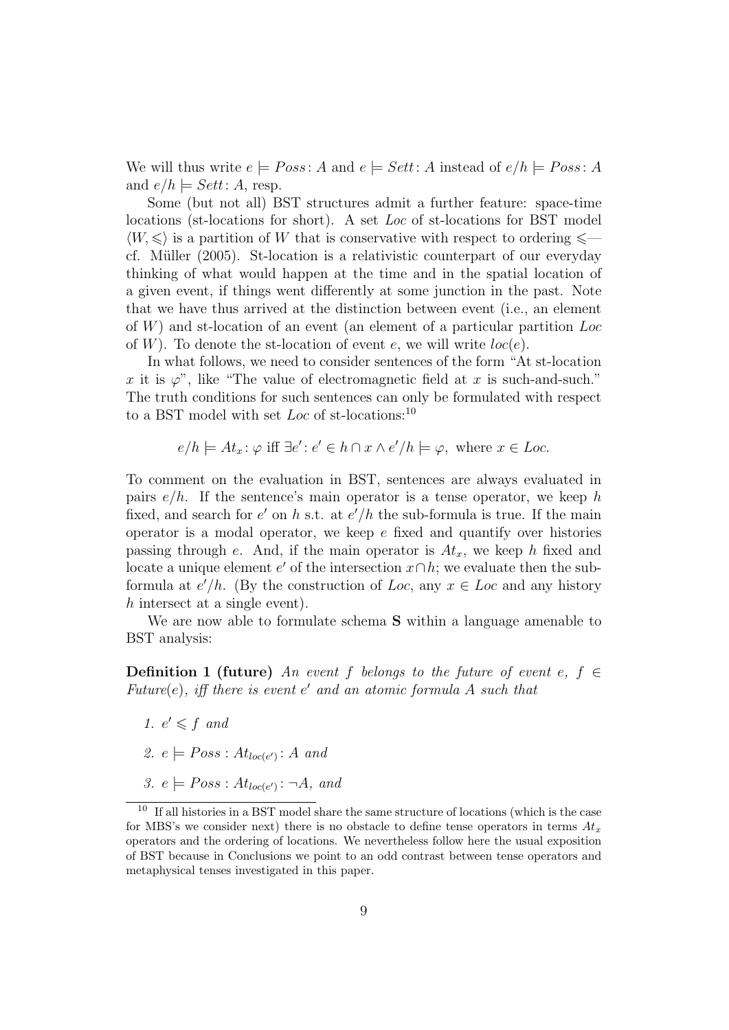We will thus write $e \models Poss\colon A$ and $e \models Sett\colon A$ instead of $e/h \models Poss\colon A$ and $e/h \models Sett\colon A$, resp.

Some (but not all) BST structures admit a further feature: space-time locations (st-locations for short). A set $Loc$ of st-locations for BST model $\langle W, \leqslant\rangle$ is a partition of $W$ that is conservative with respect to ordering $\leqslant$— cf. Müller (2005). St-location is a relativistic counterpart of our everyday thinking of what would happen at the time and in the spatial location of a given event, if things went differently at some junction in the past. Note that we have thus arrived at the distinction between event (i.e., an element of $W$) and st-location of an event (an element of a particular partition $Loc$ of $W$). To denote the st-location of event $e$, we will write $loc(e)$.

In what follows, we need to consider sentences of the form "At st-location $x$ it is $\varphi$", like "The value of electromagnetic field at $x$ is such-and-such." The truth conditions for such sentences can only be formulated with respect to a BST model with set $Loc$ of st-locations:[10]

$$e/h \models At_x\colon \varphi \text{ iff } \exists e'\colon e' \in h \cap x \wedge e'/h \models \varphi, \text{ where } x \in Loc.$$

To comment on the evaluation in BST, sentences are always evaluated in pairs $e/h$. If the sentence's main operator is a tense operator, we keep $h$ fixed, and search for $e'$ on $h$ s.t. at $e'/h$ the sub-formula is true. If the main operator is a modal operator, we keep $e$ fixed and quantify over histories passing through $e$. And, if the main operator is $At_x$, we keep $h$ fixed and locate a unique element $e'$ of the intersection $x \cap h$; we evaluate then the sub-formula at $e'/h$. (By the construction of $Loc$, any $x \in Loc$ and any history $h$ intersect at a single event).

We are now able to formulate schema **S** within a language amenable to BST analysis:

**Definition 1 (future)** *An event $f$ belongs to the future of event $e$, $f \in$ Future$(e)$, iff there is event $e'$ and an atomic formula $A$ such that*

1. $e' \leqslant f$ *and*
2. $e \models Poss : At_{loc(e')}\colon A$ *and*
3. $e \models Poss : At_{loc(e')}\colon \neg A$, *and*

[10] If all histories in a BST model share the same structure of locations (which is the case for MBS's we consider next) there is no obstacle to define tense operators in terms $At_x$ operators and the ordering of locations. We nevertheless follow here the usual exposition of BST because in Conclusions we point to an odd contrast between tense operators and metaphysical tenses investigated in this paper.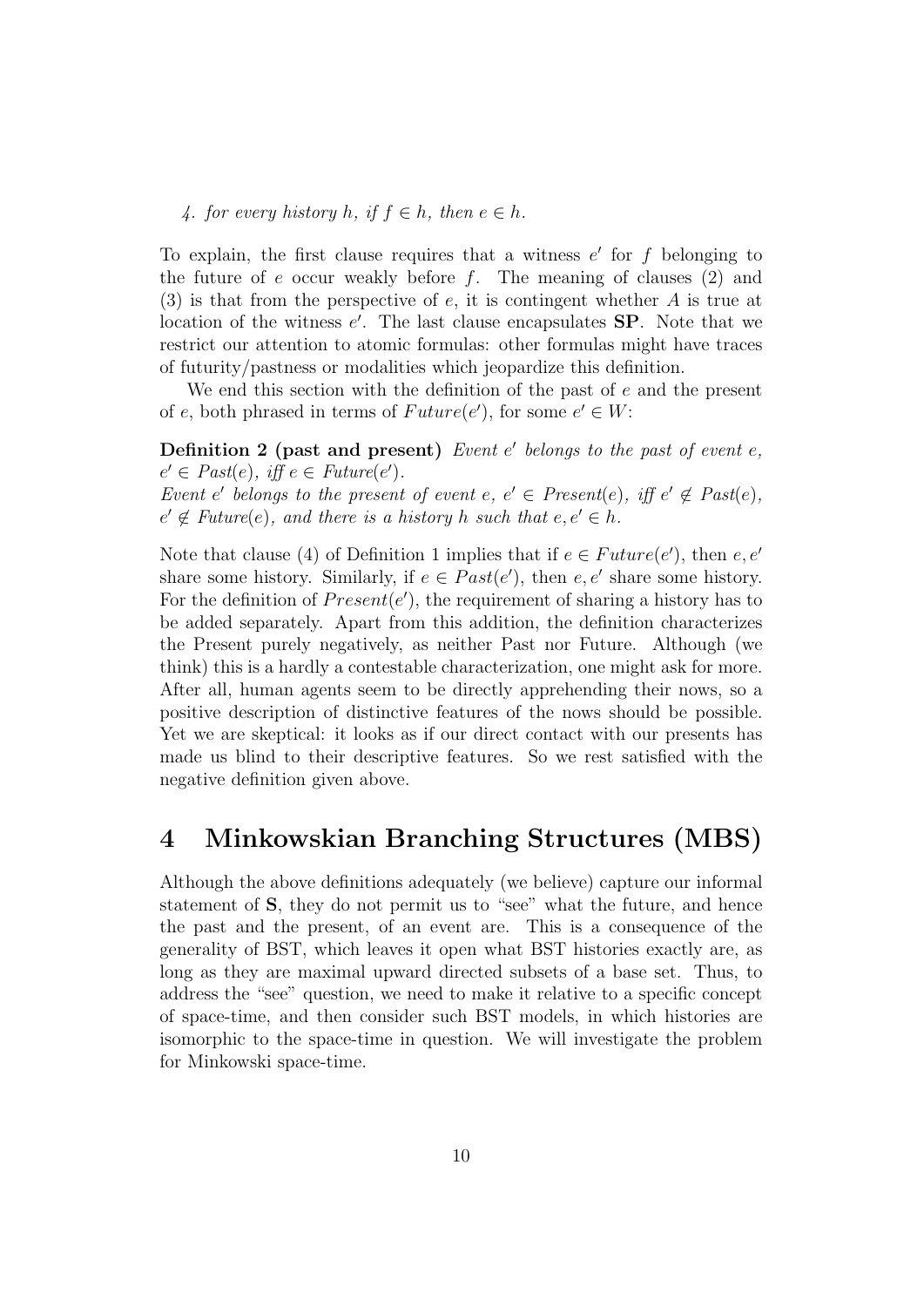*4. for every history $h$, if $f \in h$, then $e \in h$.*

To explain, the first clause requires that a witness $e'$ for $f$ belonging to the future of $e$ occur weakly before $f$. The meaning of clauses (2) and (3) is that from the perspective of $e$, it is contingent whether $A$ is true at location of the witness $e'$. The last clause encapsulates **SP**. Note that we restrict our attention to atomic formulas: other formulas might have traces of futurity/pastness or modalities which jeopardize this definition.

We end this section with the definition of the past of $e$ and the present of $e$, both phrased in terms of $Future(e')$, for some $e' \in W$:

**Definition 2 (past and present)** *Event $e'$ belongs to the past of event $e$, $e' \in Past(e)$, iff $e \in Future(e')$.*
*Event $e'$ belongs to the present of event $e$, $e' \in Present(e)$, iff $e' \notin Past(e)$, $e' \notin Future(e)$, and there is a history $h$ such that $e, e' \in h$.*

Note that clause (4) of Definition 1 implies that if $e \in Future(e')$, then $e, e'$ share some history. Similarly, if $e \in Past(e')$, then $e, e'$ share some history. For the definition of $Present(e')$, the requirement of sharing a history has to be added separately. Apart from this addition, the definition characterizes the Present purely negatively, as neither Past nor Future. Although (we think) this is a hardly a contestable characterization, one might ask for more. After all, human agents seem to be directly apprehending their nows, so a positive description of distinctive features of the nows should be possible. Yet we are skeptical: it looks as if our direct contact with our presents has made us blind to their descriptive features. So we rest satisfied with the negative definition given above.

# 4 Minkowskian Branching Structures (MBS)

Although the above definitions adequately (we believe) capture our informal statement of **S**, they do not permit us to "see" what the future, and hence the past and the present, of an event are. This is a consequence of the generality of BST, which leaves it open what BST histories exactly are, as long as they are maximal upward directed subsets of a base set. Thus, to address the "see" question, we need to make it relative to a specific concept of space-time, and then consider such BST models, in which histories are isomorphic to the space-time in question. We will investigate the problem for Minkowski space-time.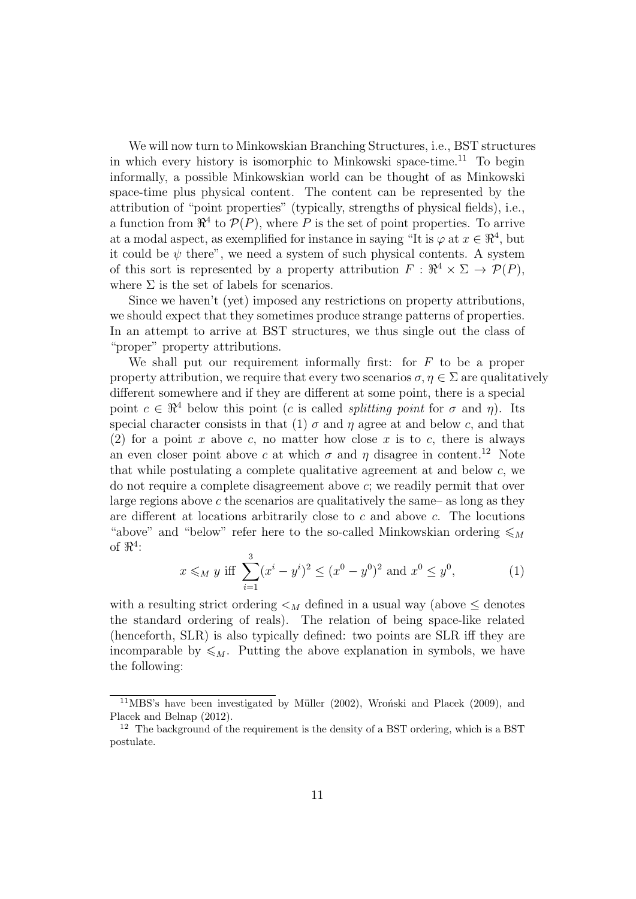We will now turn to Minkowskian Branching Structures, i.e., BST structures in which every history is isomorphic to Minkowski space-time.[11] To begin informally, a possible Minkowskian world can be thought of as Minkowski space-time plus physical content. The content can be represented by the attribution of "point properties" (typically, strengths of physical fields), i.e., a function from $\Re^4$ to $\mathcal{P}(P)$, where $P$ is the set of point properties. To arrive at a modal aspect, as exemplified for instance in saying "It is $\varphi$ at $x \in \Re^4$, but it could be $\psi$ there", we need a system of such physical contents. A system of this sort is represented by a property attribution $F : \Re^4 \times \Sigma \to \mathcal{P}(P)$, where $\Sigma$ is the set of labels for scenarios.

Since we haven't (yet) imposed any restrictions on property attributions, we should expect that they sometimes produce strange patterns of properties. In an attempt to arrive at BST structures, we thus single out the class of "proper" property attributions.

We shall put our requirement informally first: for $F$ to be a proper property attribution, we require that every two scenarios $\sigma, \eta \in \Sigma$ are qualitatively different somewhere and if they are different at some point, there is a special point $c \in \Re^4$ below this point ($c$ is called *splitting point* for $\sigma$ and $\eta$). Its special character consists in that (1) $\sigma$ and $\eta$ agree at and below $c$, and that (2) for a point $x$ above $c$, no matter how close $x$ is to $c$, there is always an even closer point above $c$ at which $\sigma$ and $\eta$ disagree in content.[12] Note that while postulating a complete qualitative agreement at and below $c$, we do not require a complete disagreement above $c$; we readily permit that over large regions above $c$ the scenarios are qualitatively the same– as long as they are different at locations arbitrarily close to $c$ and above $c$. The locutions "above" and "below" refer here to the so-called Minkowskian ordering $\leqslant_M$ of $\Re^4$:

$$x \leqslant_M y \text{ iff } \sum_{i=1}^{3}(x^i - y^i)^2 \leq (x^0 - y^0)^2 \text{ and } x^0 \leq y^0, \tag{1}$$

with a resulting strict ordering $<_M$ defined in a usual way (above $\leq$ denotes the standard ordering of reals). The relation of being space-like related (henceforth, SLR) is also typically defined: two points are SLR iff they are incomparable by $\leqslant_M$. Putting the above explanation in symbols, we have the following:

---

[11] MBS's have been investigated by Müller (2002), Wroński and Placek (2009), and Placek and Belnap (2012).

[12] The background of the requirement is the density of a BST ordering, which is a BST postulate.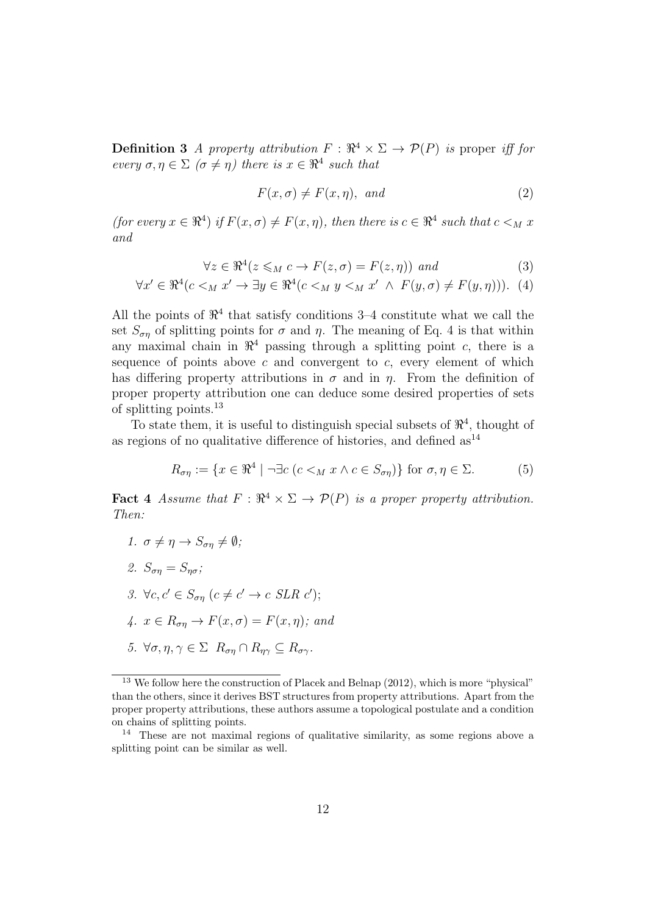**Definition 3** *A property attribution $F : \Re^4 \times \Sigma \to \mathcal{P}(P)$ is* proper *iff for every $\sigma, \eta \in \Sigma$ ($\sigma \neq \eta$) there is $x \in \Re^4$ such that*

$$F(x, \sigma) \neq F(x, \eta), \text{ and} \tag{2}$$

*(for every $x \in \Re^4$) if $F(x, \sigma) \neq F(x, \eta)$, then there is $c \in \Re^4$ such that $c <_M x$ and*

$$\forall z \in \Re^4 (z \leqslant_M c \to F(z, \sigma) = F(z, \eta)) \text{ and} \tag{3}$$

$$\forall x' \in \Re^4 (c <_M x' \to \exists y \in \Re^4 (c <_M y <_M x' \ \wedge \ F(y, \sigma) \neq F(y, \eta))). \tag{4}$$

All the points of $\Re^4$ that satisfy conditions 3–4 constitute what we call the set $S_{\sigma\eta}$ of splitting points for $\sigma$ and $\eta$. The meaning of Eq. 4 is that within any maximal chain in $\Re^4$ passing through a splitting point $c$, there is a sequence of points above $c$ and convergent to $c$, every element of which has differing property attributions in $\sigma$ and in $\eta$. From the definition of proper property attribution one can deduce some desired properties of sets of splitting points.[13]

To state them, it is useful to distinguish special subsets of $\Re^4$, thought of as regions of no qualitative difference of histories, and defined as[14]

$$R_{\sigma\eta} := \{x \in \Re^4 \mid \neg\exists c \ (c <_M x \wedge c \in S_{\sigma\eta})\} \text{ for } \sigma, \eta \in \Sigma. \tag{5}$$

**Fact 4** *Assume that $F : \Re^4 \times \Sigma \to \mathcal{P}(P)$ is a proper property attribution. Then:*

1. $\sigma \neq \eta \to S_{\sigma\eta} \neq \emptyset$;
2. $S_{\sigma\eta} = S_{\eta\sigma}$;
3. $\forall c, c' \in S_{\sigma\eta} \ (c \neq c' \to c \ SLR \ c')$;
4. $x \in R_{\sigma\eta} \to F(x, \sigma) = F(x, \eta)$; *and*
5. $\forall \sigma, \eta, \gamma \in \Sigma \ \ R_{\sigma\eta} \cap R_{\eta\gamma} \subseteq R_{\sigma\gamma}$.

---

[13] We follow here the construction of Placek and Belnap (2012), which is more "physical" than the others, since it derives BST structures from property attributions. Apart from the proper property attributions, these authors assume a topological postulate and a condition on chains of splitting points.

[14] These are not maximal regions of qualitative similarity, as some regions above a splitting point can be similar as well.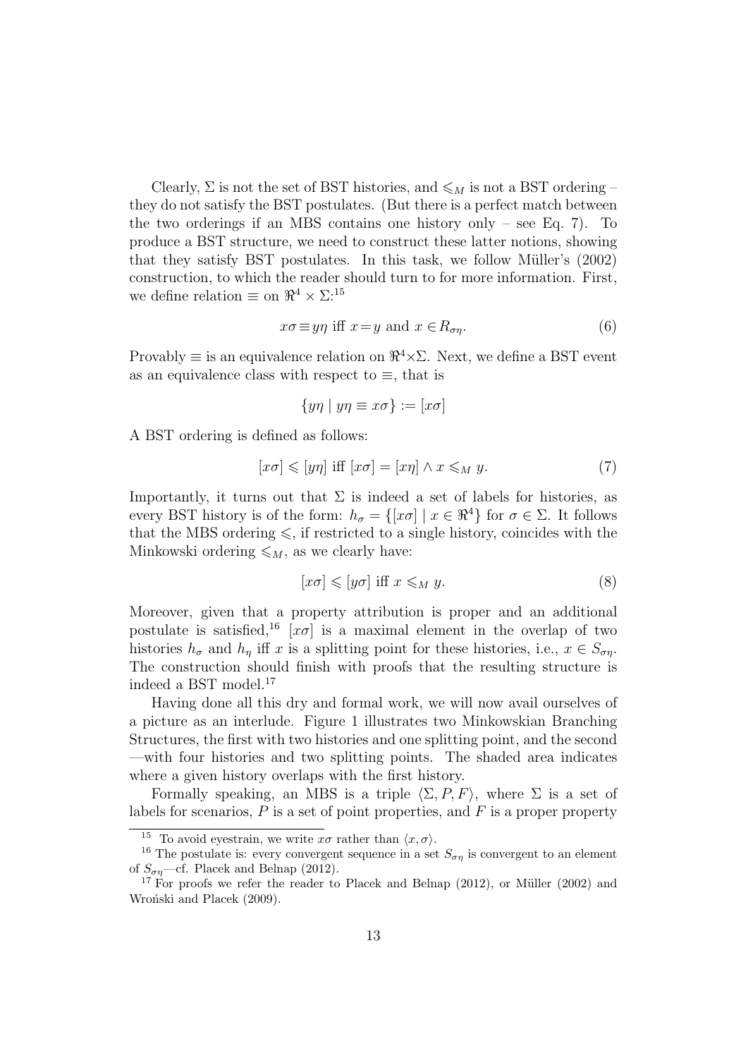Clearly, $\Sigma$ is not the set of BST histories, and $\leqslant_M$ is not a BST ordering – they do not satisfy the BST postulates. (But there is a perfect match between the two orderings if an MBS contains one history only – see Eq. 7). To produce a BST structure, we need to construct these latter notions, showing that they satisfy BST postulates. In this task, we follow Müller's (2002) construction, to which the reader should turn to for more information. First, we define relation $\equiv$ on $\Re^4 \times \Sigma$:[15]

$$x\sigma \equiv y\eta \text{ iff } x = y \text{ and } x \in R_{\sigma\eta}. \tag{6}$$

Provably $\equiv$ is an equivalence relation on $\Re^4 \times \Sigma$. Next, we define a BST event as an equivalence class with respect to $\equiv$, that is

$$\{y\eta \mid y\eta \equiv x\sigma\} := [x\sigma]$$

A BST ordering is defined as follows:

$$[x\sigma] \leqslant [y\eta] \text{ iff } [x\sigma] = [x\eta] \wedge x \leqslant_M y. \tag{7}$$

Importantly, it turns out that $\Sigma$ is indeed a set of labels for histories, as every BST history is of the form: $h_\sigma = \{[x\sigma] \mid x \in \Re^4\}$ for $\sigma \in \Sigma$. It follows that the MBS ordering $\leqslant$, if restricted to a single history, coincides with the Minkowski ordering $\leqslant_M$, as we clearly have:

$$[x\sigma] \leqslant [y\sigma] \text{ iff } x \leqslant_M y. \tag{8}$$

Moreover, given that a property attribution is proper and an additional postulate is satisfied,[16] $[x\sigma]$ is a maximal element in the overlap of two histories $h_\sigma$ and $h_\eta$ iff $x$ is a splitting point for these histories, i.e., $x \in S_{\sigma\eta}$. The construction should finish with proofs that the resulting structure is indeed a BST model.[17]

Having done all this dry and formal work, we will now avail ourselves of a picture as an interlude. Figure 1 illustrates two Minkowskian Branching Structures, the first with two histories and one splitting point, and the second —with four histories and two splitting points. The shaded area indicates where a given history overlaps with the first history.

Formally speaking, an MBS is a triple $\langle \Sigma, P, F \rangle$, where $\Sigma$ is a set of labels for scenarios, $P$ is a set of point properties, and $F$ is a proper property

---

[15] To avoid eyestrain, we write $x\sigma$ rather than $\langle x, \sigma \rangle$.

[16] The postulate is: every convergent sequence in a set $S_{\sigma\eta}$ is convergent to an element of $S_{\sigma\eta}$—cf. Placek and Belnap (2012).

[17] For proofs we refer the reader to Placek and Belnap (2012), or Müller (2002) and Wroński and Placek (2009).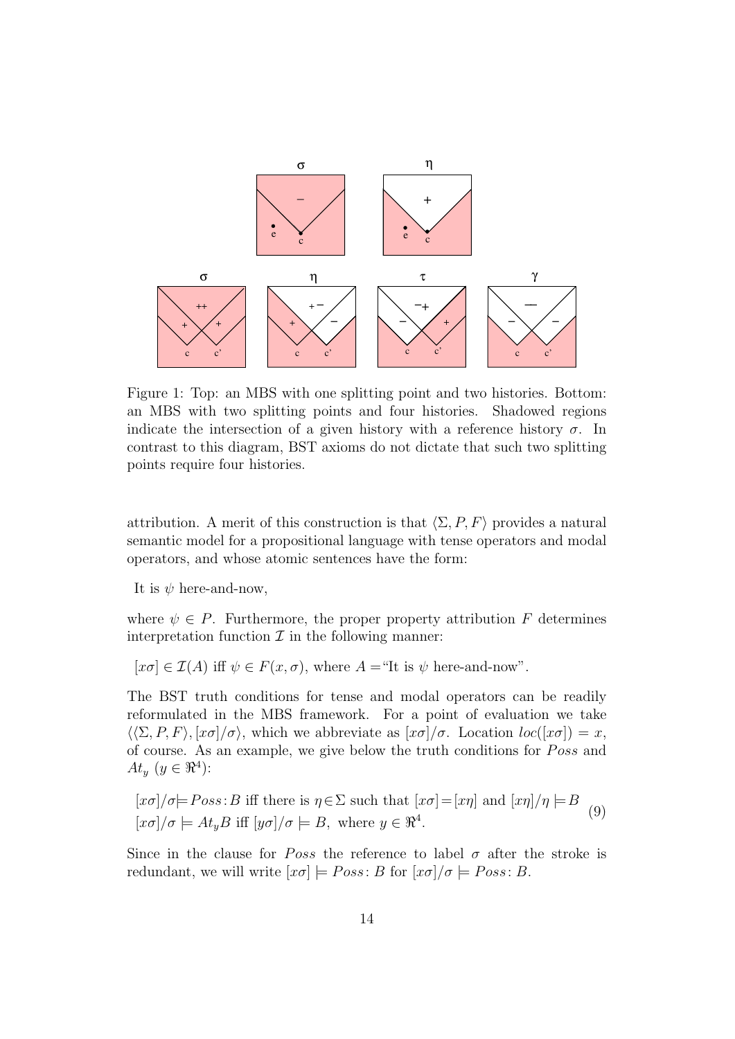Figure 1: Top: an MBS with one splitting point and two histories. Bottom: an MBS with two splitting points and four histories. Shadowed regions indicate the intersection of a given history with a reference history $\sigma$. In contrast to this diagram, BST axioms do not dictate that such two splitting points require four histories.

attribution. A merit of this construction is that $\langle \Sigma, P, F\rangle$ provides a natural semantic model for a propositional language with tense operators and modal operators, and whose atomic sentences have the form:

It is $\psi$ here-and-now,

where $\psi \in P$. Furthermore, the proper property attribution $F$ determines interpretation function $\mathcal{I}$ in the following manner:

$[x\sigma] \in \mathcal{I}(A)$ iff $\psi \in F(x, \sigma)$, where $A =$"It is $\psi$ here-and-now".

The BST truth conditions for tense and modal operators can be readily reformulated in the MBS framework. For a point of evaluation we take $\langle\langle \Sigma, P, F\rangle, [x\sigma]/\sigma\rangle$, which we abbreviate as $[x\sigma]/\sigma$. Location $loc([x\sigma]) = x$, of course. As an example, we give below the truth conditions for $Poss$ and $At_y$ ($y \in \Re^4$):

$$
\begin{array}{l}
[x\sigma]/\sigma \models Poss\colon B \text{ iff there is } \eta \in \Sigma \text{ such that } [x\sigma] = [x\eta] \text{ and } [x\eta]/\eta \models B \\
[x\sigma]/\sigma \models At_y B \text{ iff } [y\sigma]/\sigma \models B, \text{ where } y \in \Re^4.
\end{array}
\tag{9}
$$

Since in the clause for $Poss$ the reference to label $\sigma$ after the stroke is redundant, we will write $[x\sigma] \models Poss\colon B$ for $[x\sigma]/\sigma \models Poss\colon B$.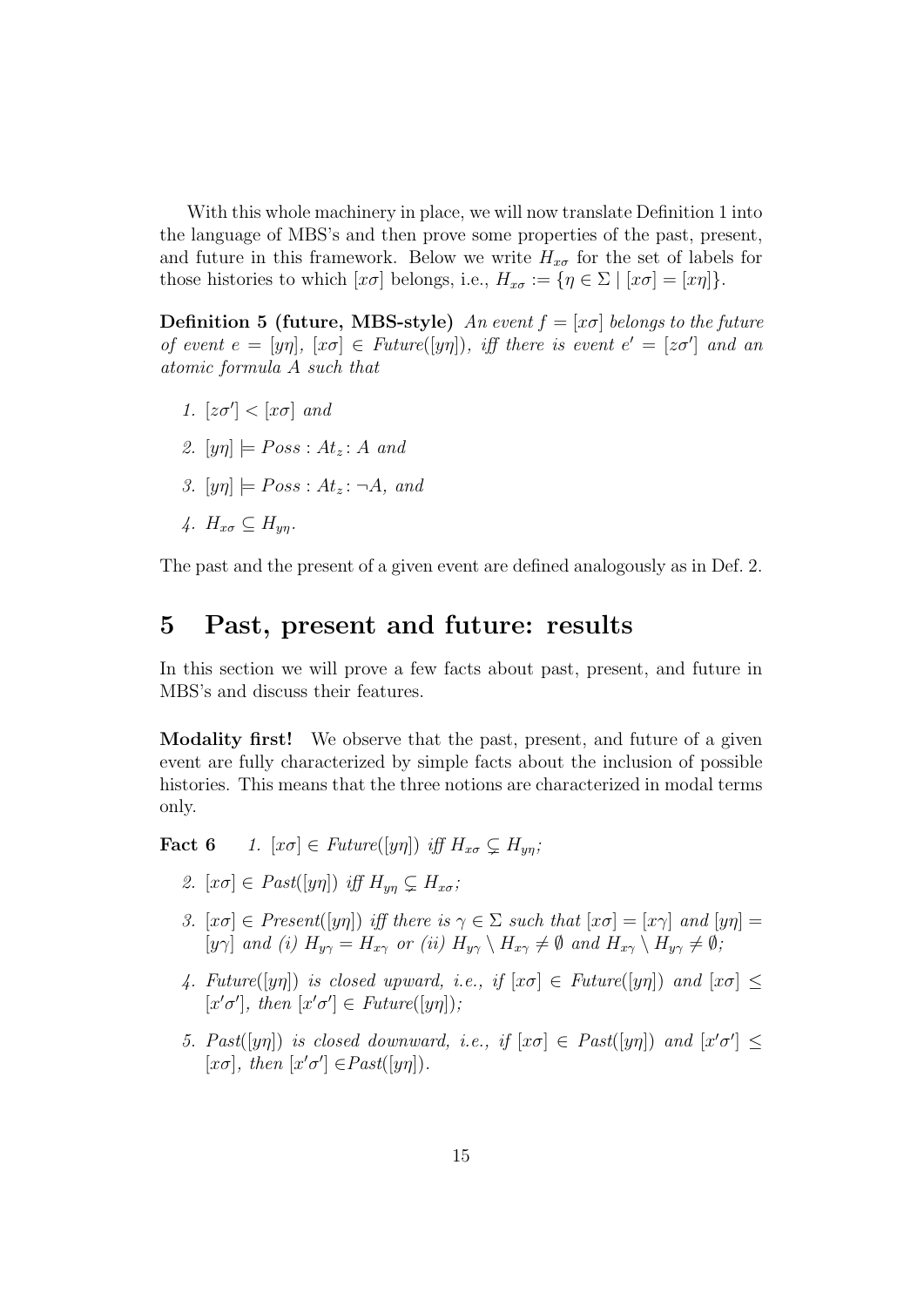With this whole machinery in place, we will now translate Definition 1 into the language of MBS's and then prove some properties of the past, present, and future in this framework. Below we write $H_{x\sigma}$ for the set of labels for those histories to which $[x\sigma]$ belongs, i.e., $H_{x\sigma} := \{\eta \in \Sigma \mid [x\sigma] = [x\eta]\}$.

**Definition 5 (future, MBS-style)** *An event $f = [x\sigma]$ belongs to the future of event $e = [y\eta]$, $[x\sigma] \in Future([y\eta])$, iff there is event $e' = [z\sigma']$ and an atomic formula $A$ such that*

1. *$[z\sigma'] < [x\sigma]$ and*
2. *$[y\eta] \models Poss : At_z : A$ and*
3. *$[y\eta] \models Poss : At_z : \neg A$, and*
4. *$H_{x\sigma} \subseteq H_{y\eta}$.*

The past and the present of a given event are defined analogously as in Def. 2.

# 5 Past, present and future: results

In this section we will prove a few facts about past, present, and future in MBS's and discuss their features.

**Modality first!** We observe that the past, present, and future of a given event are fully characterized by simple facts about the inclusion of possible histories. This means that the three notions are characterized in modal terms only.

**Fact 6**

1. *$[x\sigma] \in Future([y\eta])$ iff $H_{x\sigma} \subsetneq H_{y\eta}$;*
2. *$[x\sigma] \in Past([y\eta])$ iff $H_{y\eta} \subsetneq H_{x\sigma}$;*
3. *$[x\sigma] \in Present([y\eta])$ iff there is $\gamma \in \Sigma$ such that $[x\sigma] = [x\gamma]$ and $[y\eta] = [y\gamma]$ and (i) $H_{y\gamma} = H_{x\gamma}$ or (ii) $H_{y\gamma} \setminus H_{x\gamma} \neq \emptyset$ and $H_{x\gamma} \setminus H_{y\gamma} \neq \emptyset$;*
4. *$Future([y\eta])$ is closed upward, i.e., if $[x\sigma] \in Future([y\eta])$ and $[x\sigma] \leq [x'\sigma']$, then $[x'\sigma'] \in Future([y\eta])$;*
5. *$Past([y\eta])$ is closed downward, i.e., if $[x\sigma] \in Past([y\eta])$ and $[x'\sigma'] \leq [x\sigma]$, then $[x'\sigma'] \in Past([y\eta])$.*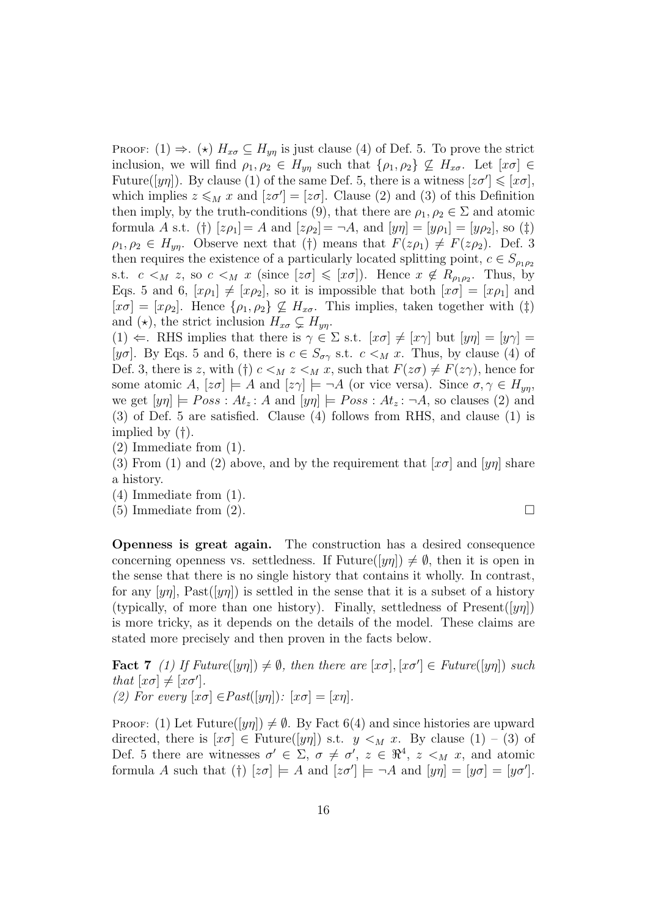Proof: (1) $\Rightarrow$. ($\star$) $H_{x\sigma} \subseteq H_{y\eta}$ is just clause (4) of Def. 5. To prove the strict inclusion, we will find $\rho_1, \rho_2 \in H_{y\eta}$ such that $\{\rho_1, \rho_2\} \not\subseteq H_{x\sigma}$. Let $[x\sigma] \in$ Future($[y\eta]$). By clause (1) of the same Def. 5, there is a witness $[z\sigma'] \leqslant [x\sigma]$, which implies $z \leqslant_M x$ and $[z\sigma'] = [z\sigma]$. Clause (2) and (3) of this Definition then imply, by the truth-conditions (9), that there are $\rho_1, \rho_2 \in \Sigma$ and atomic formula $A$ s.t. (†) $[z\rho_1] = A$ and $[z\rho_2] = \neg A$, and $[y\eta] = [y\rho_1] = [y\rho_2]$, so (‡) $\rho_1, \rho_2 \in H_{y\eta}$. Observe next that (†) means that $F(z\rho_1) \neq F(z\rho_2)$. Def. 3 then requires the existence of a particularly located splitting point, $c \in S_{\rho_1\rho_2}$ s.t. $c <_M z$, so $c <_M x$ (since $[z\sigma] \leqslant [x\sigma]$). Hence $x \notin R_{\rho_1\rho_2}$. Thus, by Eqs. 5 and 6, $[x\rho_1] \neq [x\rho_2]$, so it is impossible that both $[x\sigma] = [x\rho_1]$ and $[x\sigma] = [x\rho_2]$. Hence $\{\rho_1, \rho_2\} \not\subseteq H_{x\sigma}$. This implies, taken together with (‡) and ($\star$), the strict inclusion $H_{x\sigma} \subsetneq H_{y\eta}$.

(1) $\Leftarrow$. RHS implies that there is $\gamma \in \Sigma$ s.t. $[x\sigma] \neq [x\gamma]$ but $[y\eta] = [y\gamma] = [y\sigma]$. By Eqs. 5 and 6, there is $c \in S_{\sigma\gamma}$ s.t. $c <_M x$. Thus, by clause (4) of Def. 3, there is $z$, with (†) $c <_M z <_M x$, such that $F(z\sigma) \neq F(z\gamma)$, hence for some atomic $A$, $[z\sigma] \models A$ and $[z\gamma] \models \neg A$ (or vice versa). Since $\sigma, \gamma \in H_{y\eta}$, we get $[y\eta] \models Poss : At_z : A$ and $[y\eta] \models Poss : At_z : \neg A$, so clauses (2) and (3) of Def. 5 are satisfied. Clause (4) follows from RHS, and clause (1) is implied by (†).

(2) Immediate from (1).

(3) From (1) and (2) above, and by the requirement that $[x\sigma]$ and $[y\eta]$ share a history.

(4) Immediate from (1).

(5) Immediate from (2). $\square$

**Openness is great again.** The construction has a desired consequence concerning openness vs. settledness. If Future($[y\eta]$) $\neq \emptyset$, then it is open in the sense that there is no single history that contains it wholly. In contrast, for any $[y\eta]$, Past($[y\eta]$) is settled in the sense that it is a subset of a history (typically, of more than one history). Finally, settledness of Present($[y\eta]$) is more tricky, as it depends on the details of the model. These claims are stated more precisely and then proven in the facts below.

**Fact 7** *(1) If Future($[y\eta]$) $\neq \emptyset$, then there are $[x\sigma], [x\sigma'] \in$ Future($[y\eta]$) such that $[x\sigma] \neq [x\sigma']$.*
*(2) For every $[x\sigma] \in$Past($[y\eta]$): $[x\sigma] = [x\eta]$.*

Proof: (1) Let Future($[y\eta]$) $\neq \emptyset$. By Fact 6(4) and since histories are upward directed, there is $[x\sigma] \in$ Future($[y\eta]$) s.t. $y <_M x$. By clause (1) – (3) of Def. 5 there are witnesses $\sigma' \in \Sigma$, $\sigma \neq \sigma'$, $z \in \Re^4$, $z <_M x$, and atomic formula $A$ such that (†) $[z\sigma] \models A$ and $[z\sigma'] \models \neg A$ and $[y\eta] = [y\sigma] = [y\sigma']$.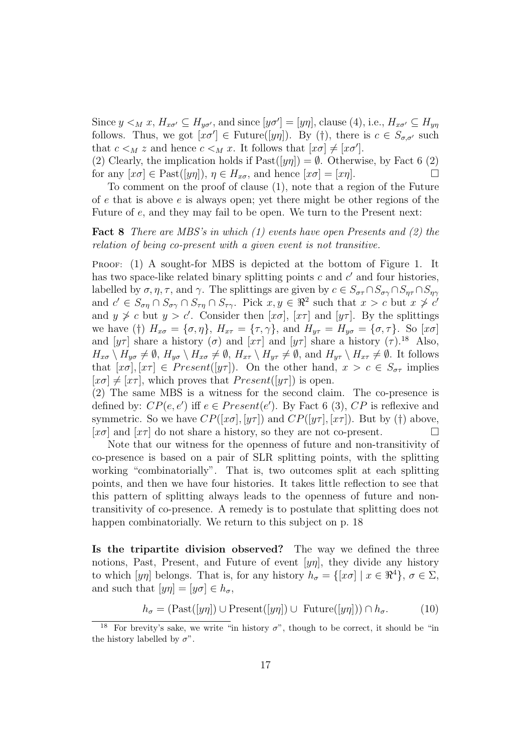Since $y <_M x$, $H_{x\sigma'} \subseteq H_{y\sigma'}$, and since $[y\sigma'] = [y\eta]$, clause (4), i.e., $H_{x\sigma'} \subseteq H_{y\eta}$ follows. Thus, we got $[x\sigma'] \in \text{Future}([y\eta])$. By (†), there is $c \in S_{\sigma,\sigma'}$ such that $c <_M z$ and hence $c <_M x$. It follows that $[x\sigma] \neq [x\sigma']$.

(2) Clearly, the implication holds if $\text{Past}([y\eta]) = \emptyset$. Otherwise, by Fact 6 (2) for any $[x\sigma] \in \text{Past}([y\eta])$, $\eta \in H_{x\sigma}$, and hence $[x\sigma] = [x\eta]$. □

To comment on the proof of clause (1), note that a region of the Future of $e$ that is above $e$ is always open; yet there might be other regions of the Future of $e$, and they may fail to be open. We turn to the Present next:

**Fact 8** *There are MBS's in which (1) events have open Presents and (2) the relation of being co-present with a given event is not transitive.*

Proof: (1) A sought-for MBS is depicted at the bottom of Figure 1. It has two space-like related binary splitting points $c$ and $c'$ and four histories, labelled by $\sigma, \eta, \tau$, and $\gamma$. The splittings are given by $c \in S_{\sigma\tau} \cap S_{\sigma\gamma} \cap S_{\eta\tau} \cap S_{\eta\gamma}$ and $c' \in S_{\sigma\eta} \cap S_{\sigma\gamma} \cap S_{\tau\eta} \cap S_{\tau\gamma}$. Pick $x, y \in \Re^2$ such that $x > c$ but $x \not> c'$ and $y \not> c$ but $y > c'$. Consider then $[x\sigma]$, $[x\tau]$ and $[y\tau]$. By the splittings we have (†) $H_{x\sigma} = \{\sigma, \eta\}$, $H_{x\tau} = \{\tau, \gamma\}$, and $H_{y\tau} = H_{y\sigma} = \{\sigma, \tau\}$. So $[x\sigma]$ and $[y\tau]$ share a history ($\sigma$) and $[x\tau]$ and $[y\tau]$ share a history ($\tau$).[18] Also, $H_{x\sigma} \setminus H_{y\sigma} \neq \emptyset$, $H_{y\sigma} \setminus H_{x\sigma} \neq \emptyset$, $H_{x\tau} \setminus H_{y\tau} \neq \emptyset$, and $H_{y\tau} \setminus H_{x\tau} \neq \emptyset$. It follows that $[x\sigma], [x\tau] \in Present([y\tau])$. On the other hand, $x > c \in S_{\sigma\tau}$ implies $[x\sigma] \neq [x\tau]$, which proves that $Present([y\tau])$ is open.

(2) The same MBS is a witness for the second claim. The co-presence is defined by: $CP(e, e')$ iff $e \in Present(e')$. By Fact 6 (3), $CP$ is reflexive and symmetric. So we have $CP([x\sigma], [y\tau])$ and $CP([y\tau], [x\tau])$. But by (†) above, $[x\sigma]$ and $[x\tau]$ do not share a history, so they are not co-present. □

Note that our witness for the openness of future and non-transitivity of co-presence is based on a pair of SLR splitting points, with the splitting working "combinatorially". That is, two outcomes split at each splitting points, and then we have four histories. It takes little reflection to see that this pattern of splitting always leads to the openness of future and non-transitivity of co-presence. A remedy is to postulate that splitting does not happen combinatorially. We return to this subject on p. 18

**Is the tripartite division observed?** The way we defined the three notions, Past, Present, and Future of event $[y\eta]$, they divide any history to which $[y\eta]$ belongs. That is, for any history $h_\sigma = \{[x\sigma] \mid x \in \Re^4\}$, $\sigma \in \Sigma$, and such that $[y\eta] = [y\sigma] \in h_\sigma$,

$$h_\sigma = (\text{Past}([y\eta]) \cup \text{Present}([y\eta]) \cup \text{ Future}([y\eta])) \cap h_\sigma. \tag{10}$$

[18] For brevity's sake, we write "in history $\sigma$", though to be correct, it should be "in the history labelled by $\sigma$".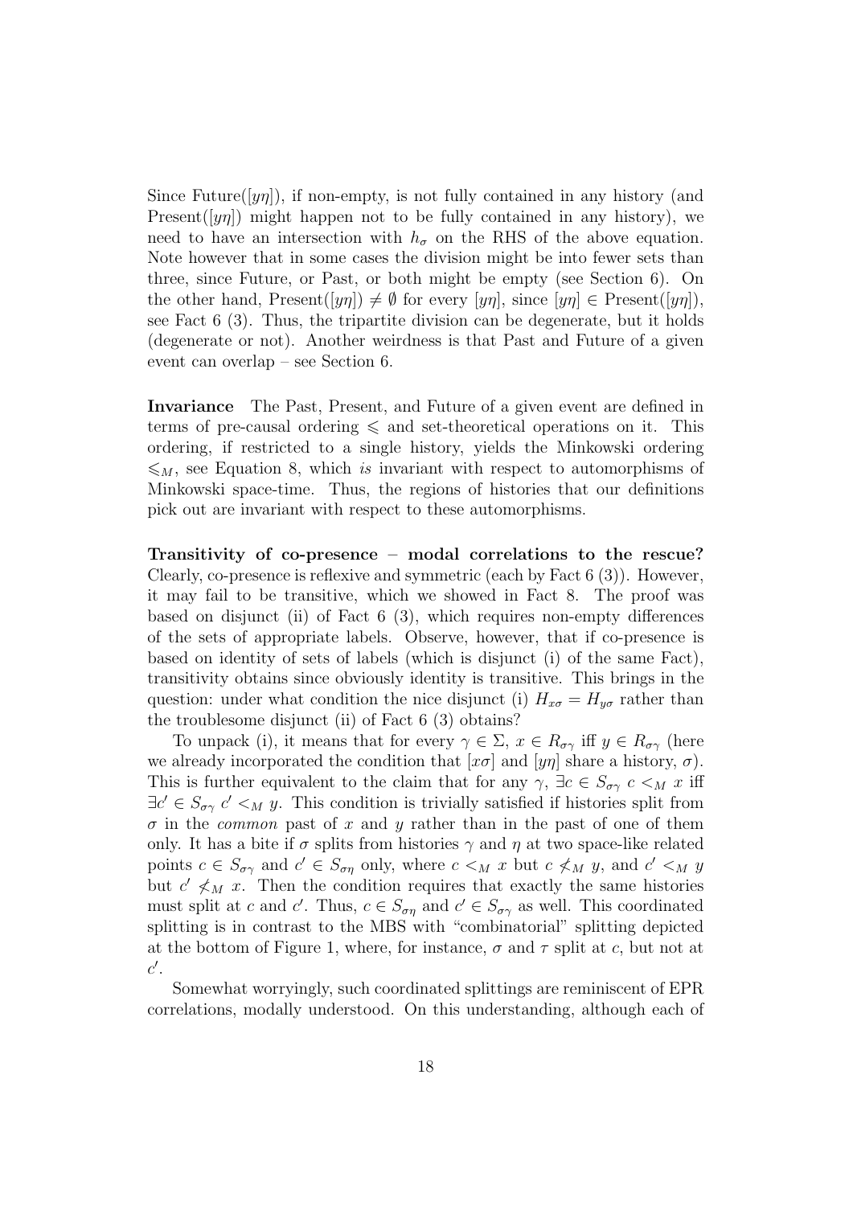Since Future($[y\eta]$), if non-empty, is not fully contained in any history (and Present($[y\eta]$) might happen not to be fully contained in any history), we need to have an intersection with $h_\sigma$ on the RHS of the above equation. Note however that in some cases the division might be into fewer sets than three, since Future, or Past, or both might be empty (see Section 6). On the other hand, Present($[y\eta]$) $\neq \emptyset$ for every $[y\eta]$, since $[y\eta] \in$ Present($[y\eta]$), see Fact 6 (3). Thus, the tripartite division can be degenerate, but it holds (degenerate or not). Another weirdness is that Past and Future of a given event can overlap – see Section 6.

**Invariance** The Past, Present, and Future of a given event are defined in terms of pre-causal ordering $\leqslant$ and set-theoretical operations on it. This ordering, if restricted to a single history, yields the Minkowski ordering $\leqslant_M$, see Equation 8, which *is* invariant with respect to automorphisms of Minkowski space-time. Thus, the regions of histories that our definitions pick out are invariant with respect to these automorphisms.

**Transitivity of co-presence – modal correlations to the rescue?** Clearly, co-presence is reflexive and symmetric (each by Fact 6 (3)). However, it may fail to be transitive, which we showed in Fact 8. The proof was based on disjunct (ii) of Fact 6 (3), which requires non-empty differences of the sets of appropriate labels. Observe, however, that if co-presence is based on identity of sets of labels (which is disjunct (i) of the same Fact), transitivity obtains since obviously identity is transitive. This brings in the question: under what condition the nice disjunct (i) $H_{x\sigma} = H_{y\sigma}$ rather than the troublesome disjunct (ii) of Fact 6 (3) obtains?

To unpack (i), it means that for every $\gamma \in \Sigma$, $x \in R_{\sigma\gamma}$ iff $y \in R_{\sigma\gamma}$ (here we already incorporated the condition that $[x\sigma]$ and $[y\eta]$ share a history, $\sigma$). This is further equivalent to the claim that for any $\gamma$, $\exists c \in S_{\sigma\gamma}\ c <_M x$ iff $\exists c' \in S_{\sigma\gamma}\ c' <_M y$. This condition is trivially satisfied if histories split from $\sigma$ in the *common* past of $x$ and $y$ rather than in the past of one of them only. It has a bite if $\sigma$ splits from histories $\gamma$ and $\eta$ at two space-like related points $c \in S_{\sigma\gamma}$ and $c' \in S_{\sigma\eta}$ only, where $c <_M x$ but $c \not<_M y$, and $c' <_M y$ but $c' \not<_M x$. Then the condition requires that exactly the same histories must split at $c$ and $c'$. Thus, $c \in S_{\sigma\eta}$ and $c' \in S_{\sigma\gamma}$ as well. This coordinated splitting is in contrast to the MBS with "combinatorial" splitting depicted at the bottom of Figure 1, where, for instance, $\sigma$ and $\tau$ split at $c$, but not at $c'$.

Somewhat worryingly, such coordinated splittings are reminiscent of EPR correlations, modally understood. On this understanding, although each of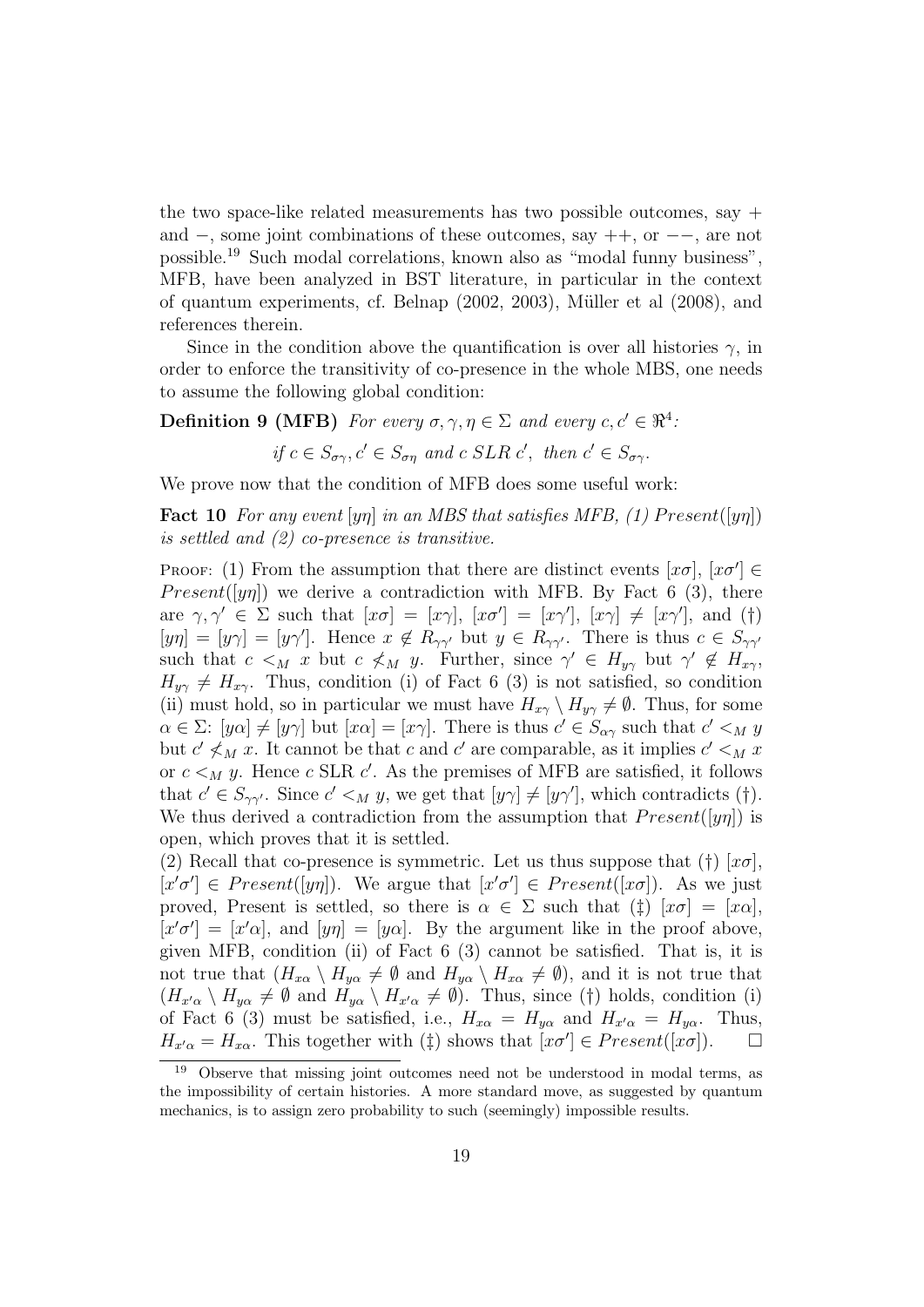the two space-like related measurements has two possible outcomes, say $+$ and $-$, some joint combinations of these outcomes, say $++$, or $--$, are not possible.[19] Such modal correlations, known also as "modal funny business", MFB, have been analyzed in BST literature, in particular in the context of quantum experiments, cf. Belnap (2002, 2003), Müller et al (2008), and references therein.

Since in the condition above the quantification is over all histories $\gamma$, in order to enforce the transitivity of co-presence in the whole MBS, one needs to assume the following global condition:

**Definition 9 (MFB)** *For every $\sigma, \gamma, \eta \in \Sigma$ and every $c, c' \in \Re^4$:*

$$\textit{if } c \in S_{\sigma\gamma}, c' \in S_{\sigma\eta} \textit{ and } c \textit{ SLR } c', \textit{ then } c' \in S_{\sigma\gamma}.$$

We prove now that the condition of MFB does some useful work:

**Fact 10** *For any event $[y\eta]$ in an MBS that satisfies MFB, (1) $Present([y\eta])$ is settled and (2) co-presence is transitive.*

Proof: (1) From the assumption that there are distinct events $[x\sigma]$, $[x\sigma'] \in Present([y\eta])$ we derive a contradiction with MFB. By Fact 6 (3), there are $\gamma, \gamma' \in \Sigma$ such that $[x\sigma] = [x\gamma]$, $[x\sigma'] = [x\gamma']$, $[x\gamma] \neq [x\gamma']$, and (†) $[y\eta] = [y\gamma] = [y\gamma']$. Hence $x \notin R_{\gamma\gamma'}$ but $y \in R_{\gamma\gamma'}$. There is thus $c \in S_{\gamma\gamma'}$ such that $c <_M x$ but $c \not<_M y$. Further, since $\gamma' \in H_{y\gamma}$ but $\gamma' \notin H_{x\gamma}$, $H_{y\gamma} \neq H_{x\gamma}$. Thus, condition (i) of Fact 6 (3) is not satisfied, so condition (ii) must hold, so in particular we must have $H_{x\gamma} \setminus H_{y\gamma} \neq \emptyset$. Thus, for some $\alpha \in \Sigma$: $[y\alpha] \neq [y\gamma]$ but $[x\alpha] = [x\gamma]$. There is thus $c' \in S_{\alpha\gamma}$ such that $c' <_M y$ but $c' \not<_M x$. It cannot be that $c$ and $c'$ are comparable, as it implies $c' <_M x$ or $c <_M y$. Hence $c$ SLR $c'$. As the premises of MFB are satisfied, it follows that $c' \in S_{\gamma\gamma'}$. Since $c' <_M y$, we get that $[y\gamma] \neq [y\gamma']$, which contradicts (†). We thus derived a contradiction from the assumption that $Present([y\eta])$ is open, which proves that it is settled.

(2) Recall that co-presence is symmetric. Let us thus suppose that (†) $[x\sigma]$, $[x'\sigma'] \in Present([y\eta])$. We argue that $[x'\sigma'] \in Present([x\sigma])$. As we just proved, Present is settled, so there is $\alpha \in \Sigma$ such that (‡) $[x\sigma] = [x\alpha]$, $[x'\sigma'] = [x'\alpha]$, and $[y\eta] = [y\alpha]$. By the argument like in the proof above, given MFB, condition (ii) of Fact 6 (3) cannot be satisfied. That is, it is not true that ($H_{x\alpha} \setminus H_{y\alpha} \neq \emptyset$ and $H_{y\alpha} \setminus H_{x\alpha} \neq \emptyset$), and it is not true that ($H_{x'\alpha} \setminus H_{y\alpha} \neq \emptyset$ and $H_{y\alpha} \setminus H_{x'\alpha} \neq \emptyset$). Thus, since (†) holds, condition (i) of Fact 6 (3) must be satisfied, i.e., $H_{x\alpha} = H_{y\alpha}$ and $H_{x'\alpha} = H_{y\alpha}$. Thus, $H_{x'\alpha} = H_{x\alpha}$. This together with (‡) shows that $[x\sigma'] \in Present([x\sigma])$. □

[19] Observe that missing joint outcomes need not be understood in modal terms, as the impossibility of certain histories. A more standard move, as suggested by quantum mechanics, is to assign zero probability to such (seemingly) impossible results.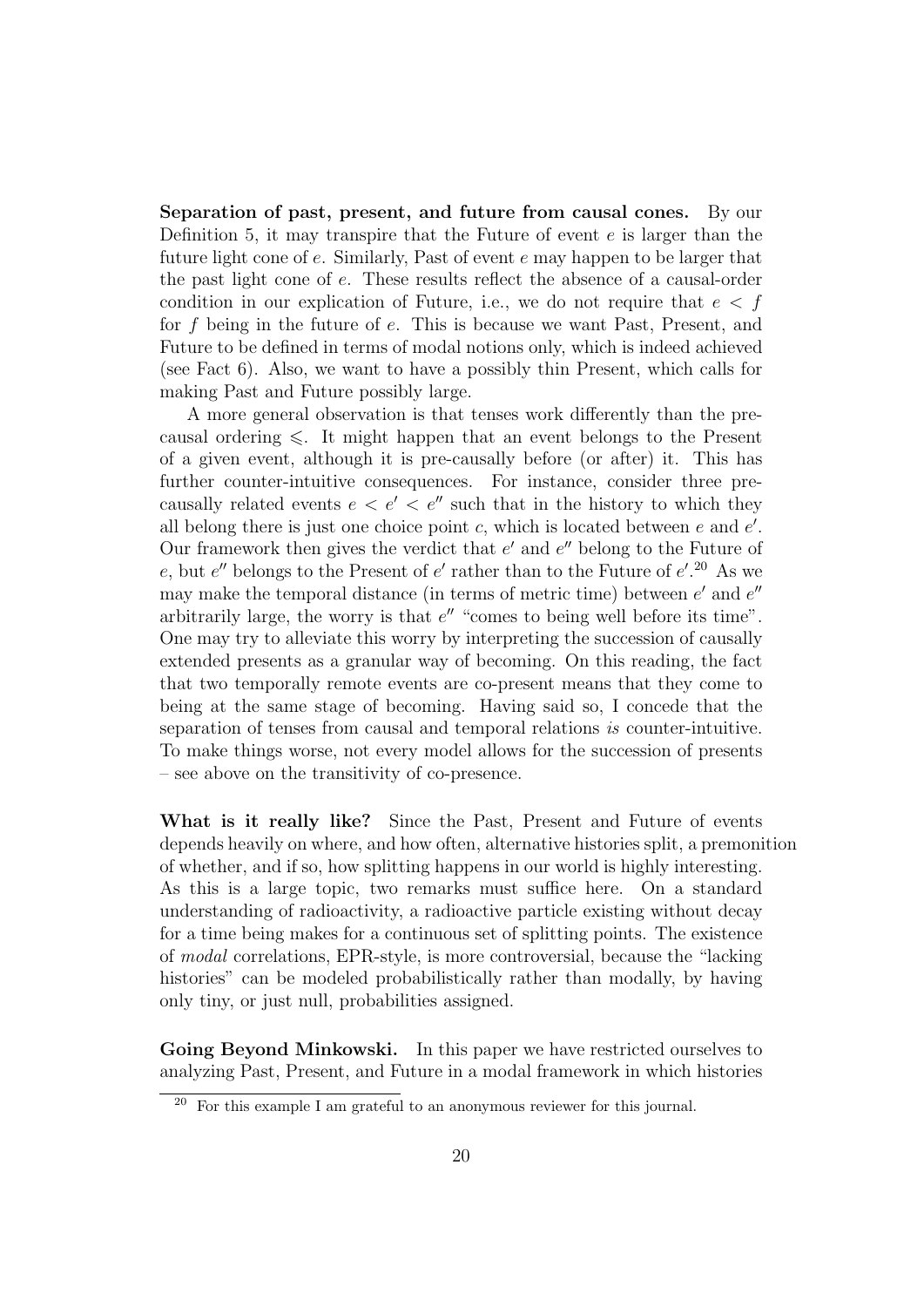**Separation of past, present, and future from causal cones.** By our Definition 5, it may transpire that the Future of event $e$ is larger than the future light cone of $e$. Similarly, Past of event $e$ may happen to be larger that the past light cone of $e$. These results reflect the absence of a causal-order condition in our explication of Future, i.e., we do not require that $e < f$ for $f$ being in the future of $e$. This is because we want Past, Present, and Future to be defined in terms of modal notions only, which is indeed achieved (see Fact 6). Also, we want to have a possibly thin Present, which calls for making Past and Future possibly large.

A more general observation is that tenses work differently than the pre-causal ordering $\leqslant$. It might happen that an event belongs to the Present of a given event, although it is pre-causally before (or after) it. This has further counter-intuitive consequences. For instance, consider three pre-causally related events $e < e' < e''$ such that in the history to which they all belong there is just one choice point $c$, which is located between $e$ and $e'$. Our framework then gives the verdict that $e'$ and $e''$ belong to the Future of $e$, but $e''$ belongs to the Present of $e'$ rather than to the Future of $e'$.[20] As we may make the temporal distance (in terms of metric time) between $e'$ and $e''$ arbitrarily large, the worry is that $e''$ "comes to being well before its time". One may try to alleviate this worry by interpreting the succession of causally extended presents as a granular way of becoming. On this reading, the fact that two temporally remote events are co-present means that they come to being at the same stage of becoming. Having said so, I concede that the separation of tenses from causal and temporal relations *is* counter-intuitive. To make things worse, not every model allows for the succession of presents – see above on the transitivity of co-presence.

**What is it really like?** Since the Past, Present and Future of events depends heavily on where, and how often, alternative histories split, a premonition of whether, and if so, how splitting happens in our world is highly interesting. As this is a large topic, two remarks must suffice here. On a standard understanding of radioactivity, a radioactive particle existing without decay for a time being makes for a continuous set of splitting points. The existence of *modal* correlations, EPR-style, is more controversial, because the "lacking histories" can be modeled probabilistically rather than modally, by having only tiny, or just null, probabilities assigned.

**Going Beyond Minkowski.** In this paper we have restricted ourselves to analyzing Past, Present, and Future in a modal framework in which histories

[20] For this example I am grateful to an anonymous reviewer for this journal.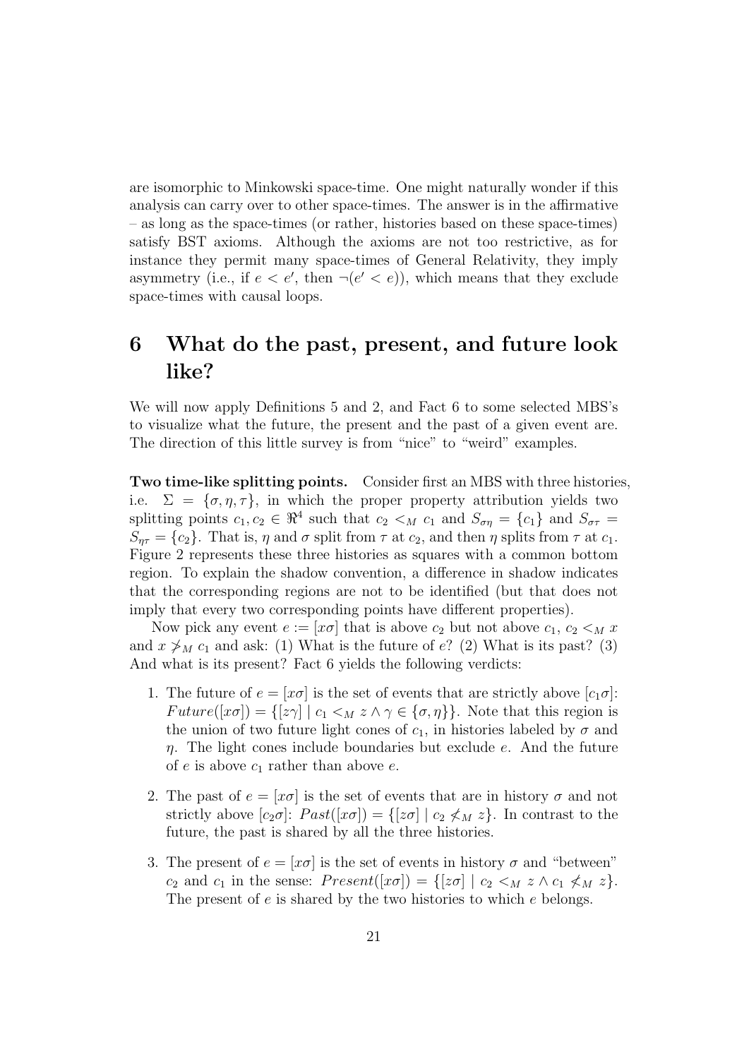are isomorphic to Minkowski space-time. One might naturally wonder if this analysis can carry over to other space-times. The answer is in the affirmative – as long as the space-times (or rather, histories based on these space-times) satisfy BST axioms. Although the axioms are not too restrictive, as for instance they permit many space-times of General Relativity, they imply asymmetry (i.e., if $e < e'$, then $\neg(e' < e)$), which means that they exclude space-times with causal loops.

# 6 What do the past, present, and future look like?

We will now apply Definitions 5 and 2, and Fact 6 to some selected MBS's to visualize what the future, the present and the past of a given event are. The direction of this little survey is from "nice" to "weird" examples.

**Two time-like splitting points.** Consider first an MBS with three histories, i.e. $\Sigma = \{\sigma, \eta, \tau\}$, in which the proper property attribution yields two splitting points $c_1, c_2 \in \Re^4$ such that $c_2 <_M c_1$ and $S_{\sigma\eta} = \{c_1\}$ and $S_{\sigma\tau} = S_{\eta\tau} = \{c_2\}$. That is, $\eta$ and $\sigma$ split from $\tau$ at $c_2$, and then $\eta$ splits from $\tau$ at $c_1$. Figure 2 represents these three histories as squares with a common bottom region. To explain the shadow convention, a difference in shadow indicates that the corresponding regions are not to be identified (but that does not imply that every two corresponding points have different properties).

Now pick any event $e := [x\sigma]$ that is above $c_2$ but not above $c_1$, $c_2 <_M x$ and $x \not>_M c_1$ and ask: (1) What is the future of $e$? (2) What is its past? (3) And what is its present? Fact 6 yields the following verdicts:

1. The future of $e = [x\sigma]$ is the set of events that are strictly above $[c_1\sigma]$: $Future([x\sigma]) = \{[z\gamma] \mid c_1 <_M z \wedge \gamma \in \{\sigma, \eta\}\}$. Note that this region is the union of two future light cones of $c_1$, in histories labeled by $\sigma$ and $\eta$. The light cones include boundaries but exclude $e$. And the future of $e$ is above $c_1$ rather than above $e$.

2. The past of $e = [x\sigma]$ is the set of events that are in history $\sigma$ and not strictly above $[c_2\sigma]$: $Past([x\sigma]) = \{[z\sigma] \mid c_2 \not<_M z\}$. In contrast to the future, the past is shared by all the three histories.

3. The present of $e = [x\sigma]$ is the set of events in history $\sigma$ and "between" $c_2$ and $c_1$ in the sense: $Present([x\sigma]) = \{[z\sigma] \mid c_2 <_M z \wedge c_1 \not<_M z\}$. The present of $e$ is shared by the two histories to which $e$ belongs.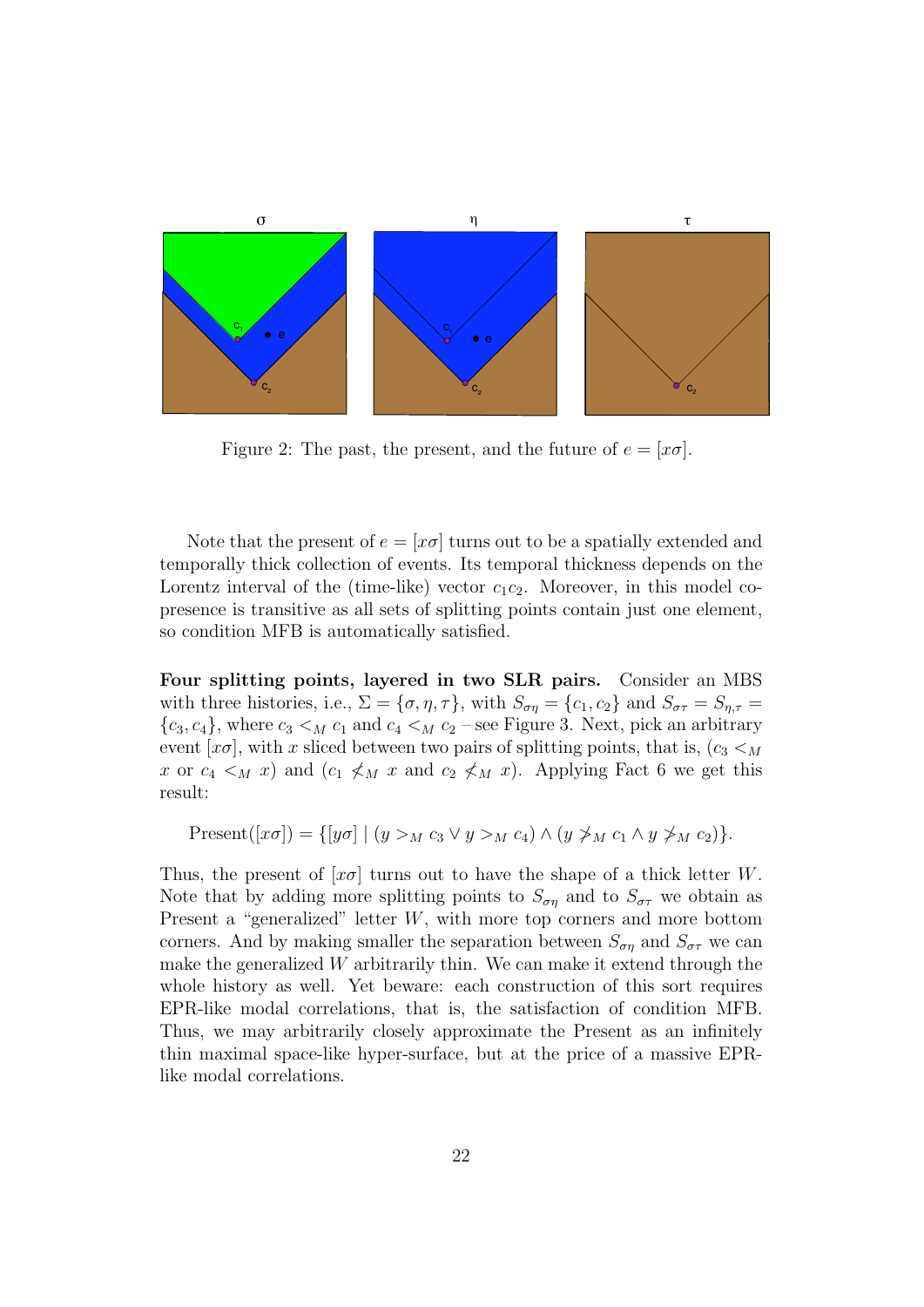Figure 2: The past, the present, and the future of $e = [x\sigma]$.

Note that the present of $e = [x\sigma]$ turns out to be a spatially extended and temporally thick collection of events. Its temporal thickness depends on the Lorentz interval of the (time-like) vector $c_1c_2$. Moreover, in this model co-presence is transitive as all sets of splitting points contain just one element, so condition MFB is automatically satisfied.

**Four splitting points, layered in two SLR pairs.** Consider an MBS with three histories, i.e., $\Sigma = \{\sigma, \eta, \tau\}$, with $S_{\sigma\eta} = \{c_1, c_2\}$ and $S_{\sigma\tau} = S_{\eta,\tau} = \{c_3, c_4\}$, where $c_3 <_M c_1$ and $c_4 <_M c_2$ – see Figure 3. Next, pick an arbitrary event $[x\sigma]$, with $x$ sliced between two pairs of splitting points, that is, ($c_3 <_M x$ or $c_4 <_M x$) and ($c_1 \not<_M x$ and $c_2 \not<_M x$). Applying Fact 6 we get this result:

$$\text{Present}([x\sigma]) = \{[y\sigma] \mid (y >_M c_3 \vee y >_M c_4) \wedge (y \not>_M c_1 \wedge y \not>_M c_2)\}.$$

Thus, the present of $[x\sigma]$ turns out to have the shape of a thick letter $W$. Note that by adding more splitting points to $S_{\sigma\eta}$ and to $S_{\sigma\tau}$ we obtain as Present a "generalized" letter $W$, with more top corners and more bottom corners. And by making smaller the separation between $S_{\sigma\eta}$ and $S_{\sigma\tau}$ we can make the generalized $W$ arbitrarily thin. We can make it extend through the whole history as well. Yet beware: each construction of this sort requires EPR-like modal correlations, that is, the satisfaction of condition MFB. Thus, we may arbitrarily closely approximate the Present as an infinitely thin maximal space-like hyper-surface, but at the price of a massive EPR-like modal correlations.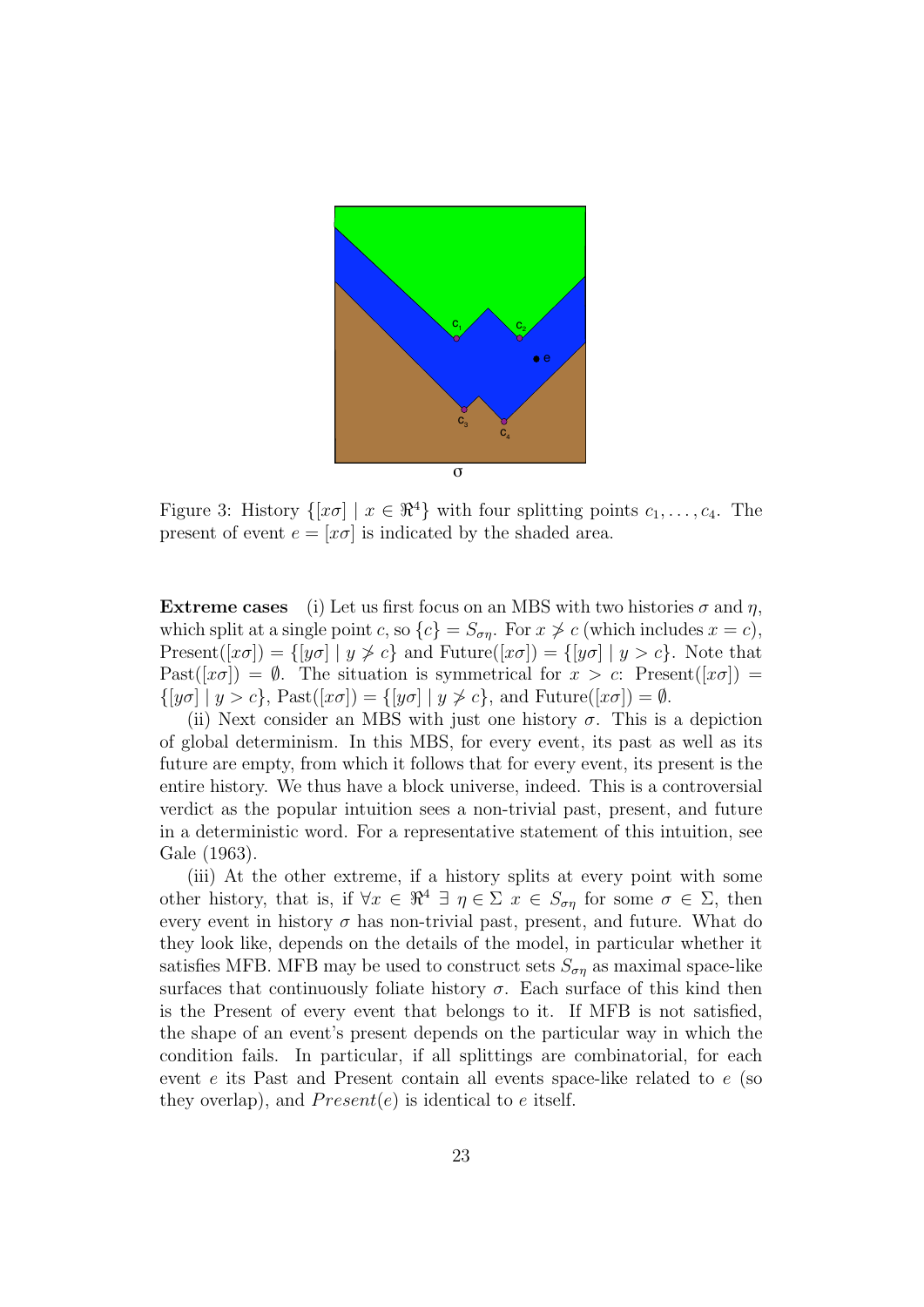Figure 3: History $\{[x\sigma] \mid x \in \Re^4\}$ with four splitting points $c_1, \ldots, c_4$. The present of event $e = [x\sigma]$ is indicated by the shaded area.

**Extreme cases** (i) Let us first focus on an MBS with two histories $\sigma$ and $\eta$, which split at a single point $c$, so $\{c\} = S_{\sigma\eta}$. For $x \not> c$ (which includes $x = c$), $\text{Present}([x\sigma]) = \{[y\sigma] \mid y \not> c\}$ and $\text{Future}([x\sigma]) = \{[y\sigma] \mid y > c\}$. Note that $\text{Past}([x\sigma]) = \emptyset$. The situation is symmetrical for $x > c$: $\text{Present}([x\sigma]) = \{[y\sigma] \mid y > c\}$, $\text{Past}([x\sigma]) = \{[y\sigma] \mid y \not> c\}$, and $\text{Future}([x\sigma]) = \emptyset$.

(ii) Next consider an MBS with just one history $\sigma$. This is a depiction of global determinism. In this MBS, for every event, its past as well as its future are empty, from which it follows that for every event, its present is the entire history. We thus have a block universe, indeed. This is a controversial verdict as the popular intuition sees a non-trivial past, present, and future in a deterministic word. For a representative statement of this intuition, see Gale (1963).

(iii) At the other extreme, if a history splits at every point with some other history, that is, if $\forall x \in \Re^4 \; \exists\, \eta \in \Sigma \; x \in S_{\sigma\eta}$ for some $\sigma \in \Sigma$, then every event in history $\sigma$ has non-trivial past, present, and future. What do they look like, depends on the details of the model, in particular whether it satisfies MFB. MFB may be used to construct sets $S_{\sigma\eta}$ as maximal space-like surfaces that continuously foliate history $\sigma$. Each surface of this kind then is the Present of every event that belongs to it. If MFB is not satisfied, the shape of an event's present depends on the particular way in which the condition fails. In particular, if all splittings are combinatorial, for each event $e$ its Past and Present contain all events space-like related to $e$ (so they overlap), and $Present(e)$ is identical to $e$ itself.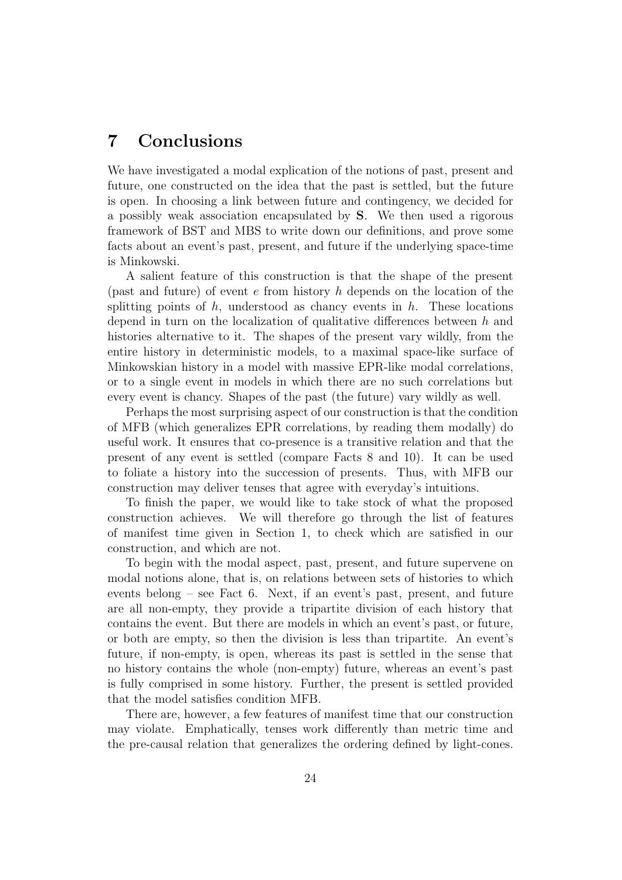## 7 Conclusions

We have investigated a modal explication of the notions of past, present and future, one constructed on the idea that the past is settled, but the future is open. In choosing a link between future and contingency, we decided for a possibly weak association encapsulated by **S**. We then used a rigorous framework of BST and MBS to write down our definitions, and prove some facts about an event's past, present, and future if the underlying space-time is Minkowski.

A salient feature of this construction is that the shape of the present (past and future) of event $e$ from history $h$ depends on the location of the splitting points of $h$, understood as chancy events in $h$. These locations depend in turn on the localization of qualitative differences between $h$ and histories alternative to it. The shapes of the present vary wildly, from the entire history in deterministic models, to a maximal space-like surface of Minkowskian history in a model with massive EPR-like modal correlations, or to a single event in models in which there are no such correlations but every event is chancy. Shapes of the past (the future) vary wildly as well.

Perhaps the most surprising aspect of our construction is that the condition of MFB (which generalizes EPR correlations, by reading them modally) do useful work. It ensures that co-presence is a transitive relation and that the present of any event is settled (compare Facts 8 and 10). It can be used to foliate a history into the succession of presents. Thus, with MFB our construction may deliver tenses that agree with everyday's intuitions.

To finish the paper, we would like to take stock of what the proposed construction achieves. We will therefore go through the list of features of manifest time given in Section 1, to check which are satisfied in our construction, and which are not.

To begin with the modal aspect, past, present, and future supervene on modal notions alone, that is, on relations between sets of histories to which events belong – see Fact 6. Next, if an event's past, present, and future are all non-empty, they provide a tripartite division of each history that contains the event. But there are models in which an event's past, or future, or both are empty, so then the division is less than tripartite. An event's future, if non-empty, is open, whereas its past is settled in the sense that no history contains the whole (non-empty) future, whereas an event's past is fully comprised in some history. Further, the present is settled provided that the model satisfies condition MFB.

There are, however, a few features of manifest time that our construction may violate. Emphatically, tenses work differently than metric time and the pre-causal relation that generalizes the ordering defined by light-cones.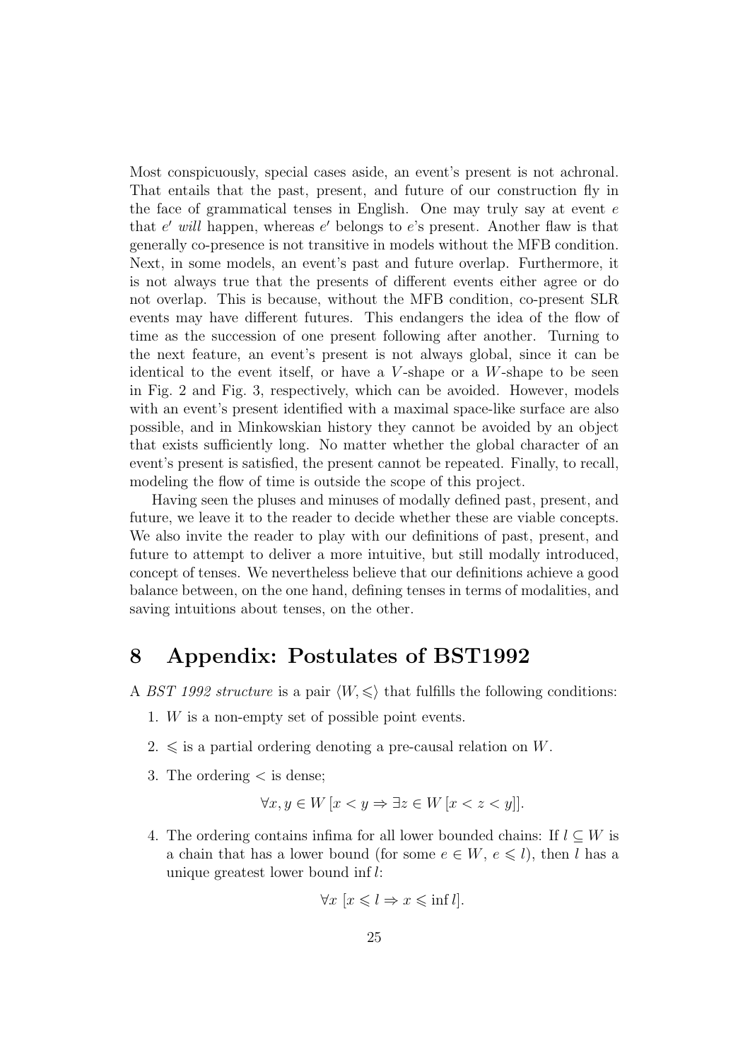Most conspicuously, special cases aside, an event's present is not achronal. That entails that the past, present, and future of our construction fly in the face of grammatical tenses in English. One may truly say at event $e$ that $e'$ *will* happen, whereas $e'$ belongs to $e$'s present. Another flaw is that generally co-presence is not transitive in models without the MFB condition. Next, in some models, an event's past and future overlap. Furthermore, it is not always true that the presents of different events either agree or do not overlap. This is because, without the MFB condition, co-present SLR events may have different futures. This endangers the idea of the flow of time as the succession of one present following after another. Turning to the next feature, an event's present is not always global, since it can be identical to the event itself, or have a $V$-shape or a $W$-shape to be seen in Fig. 2 and Fig. 3, respectively, which can be avoided. However, models with an event's present identified with a maximal space-like surface are also possible, and in Minkowskian history they cannot be avoided by an object that exists sufficiently long. No matter whether the global character of an event's present is satisfied, the present cannot be repeated. Finally, to recall, modeling the flow of time is outside the scope of this project.

Having seen the pluses and minuses of modally defined past, present, and future, we leave it to the reader to decide whether these are viable concepts. We also invite the reader to play with our definitions of past, present, and future to attempt to deliver a more intuitive, but still modally introduced, concept of tenses. We nevertheless believe that our definitions achieve a good balance between, on the one hand, defining tenses in terms of modalities, and saving intuitions about tenses, on the other.

# 8 Appendix: Postulates of BST1992

A *BST 1992 structure* is a pair $\langle W, \leqslant \rangle$ that fulfills the following conditions:

1. $W$ is a non-empty set of possible point events.
2. $\leqslant$ is a partial ordering denoting a pre-causal relation on $W$.
3. The ordering $<$ is dense;

$$\forall x, y \in W\, [x < y \Rightarrow \exists z \in W\, [x < z < y]].$$

4. The ordering contains infima for all lower bounded chains: If $l \subseteq W$ is a chain that has a lower bound (for some $e \in W$, $e \leqslant l$), then $l$ has a unique greatest lower bound $\inf l$:

$$\forall x\ [x \leqslant l \Rightarrow x \leqslant \inf l].$$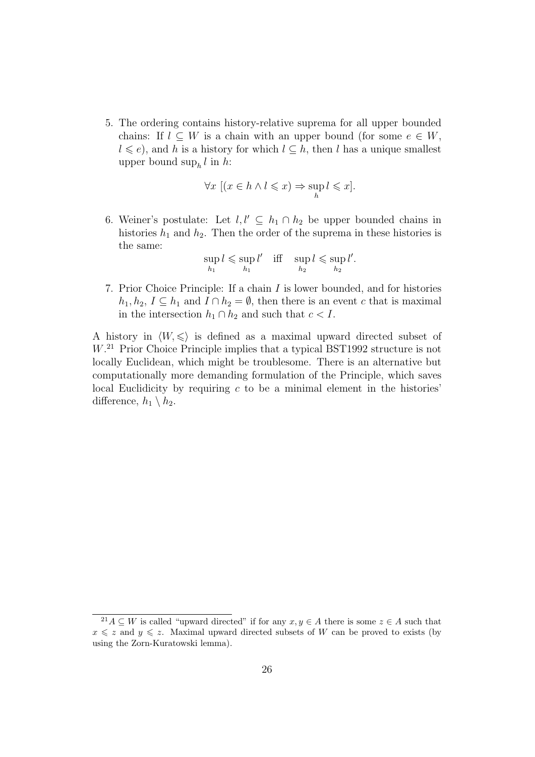5. The ordering contains history-relative suprema for all upper bounded chains: If $l \subseteq W$ is a chain with an upper bound (for some $e \in W$, $l \leqslant e$), and $h$ is a history for which $l \subseteq h$, then $l$ has a unique smallest upper bound $\sup_h l$ in $h$:

$$\forall x \; [(x \in h \wedge l \leqslant x) \Rightarrow \sup_h l \leqslant x].$$

6. Weiner's postulate: Let $l, l' \subseteq h_1 \cap h_2$ be upper bounded chains in histories $h_1$ and $h_2$. Then the order of the suprema in these histories is the same:

$$\sup_{h_1} l \leqslant \sup_{h_1} l' \quad \text{iff} \quad \sup_{h_2} l \leqslant \sup_{h_2} l'.$$

7. Prior Choice Principle: If a chain $I$ is lower bounded, and for histories $h_1, h_2$, $I \subseteq h_1$ and $I \cap h_2 = \emptyset$, then there is an event $c$ that is maximal in the intersection $h_1 \cap h_2$ and such that $c < I$.

A history in $\langle W, \leqslant \rangle$ is defined as a maximal upward directed subset of $W$.[21] Prior Choice Principle implies that a typical BST1992 structure is not locally Euclidean, which might be troublesome. There is an alternative but computationally more demanding formulation of the Principle, which saves local Euclidicity by requiring $c$ to be a minimal element in the histories' difference, $h_1 \setminus h_2$.

[21] $A \subseteq W$ is called "upward directed" if for any $x, y \in A$ there is some $z \in A$ such that $x \leqslant z$ and $y \leqslant z$. Maximal upward directed subsets of $W$ can be proved to exists (by using the Zorn-Kuratowski lemma).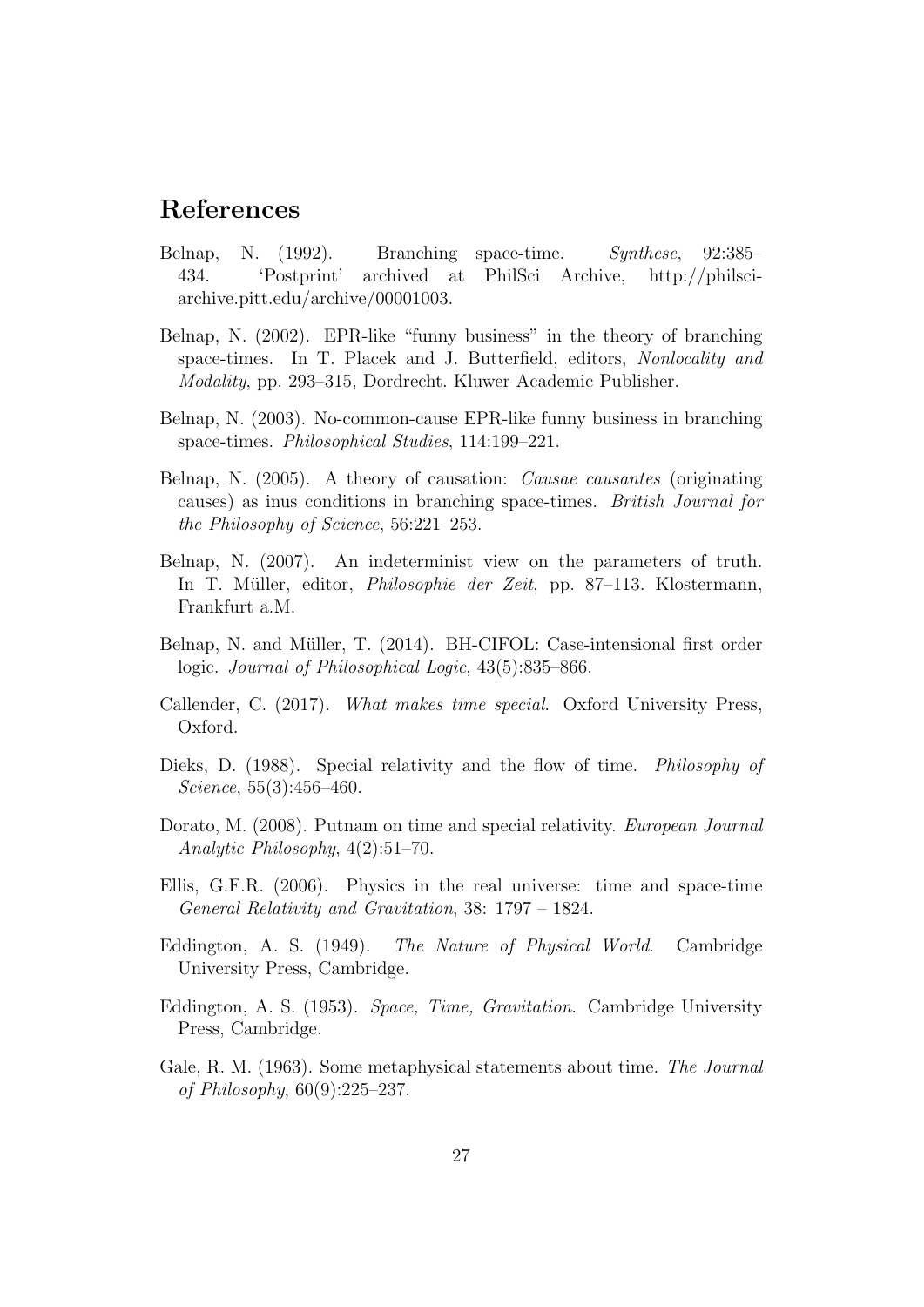# References

Belnap, N. (1992). Branching space-time. *Synthese*, 92:385–434. 'Postprint' archived at PhilSci Archive, http://philsci-archive.pitt.edu/archive/00001003.

Belnap, N. (2002). EPR-like "funny business" in the theory of branching space-times. In T. Placek and J. Butterfield, editors, *Nonlocality and Modality*, pp. 293–315, Dordrecht. Kluwer Academic Publisher.

Belnap, N. (2003). No-common-cause EPR-like funny business in branching space-times. *Philosophical Studies*, 114:199–221.

Belnap, N. (2005). A theory of causation: *Causae causantes* (originating causes) as inus conditions in branching space-times. *British Journal for the Philosophy of Science*, 56:221–253.

Belnap, N. (2007). An indeterminist view on the parameters of truth. In T. Müller, editor, *Philosophie der Zeit*, pp. 87–113. Klostermann, Frankfurt a.M.

Belnap, N. and Müller, T. (2014). BH-CIFOL: Case-intensional first order logic. *Journal of Philosophical Logic*, 43(5):835–866.

Callender, C. (2017). *What makes time special*. Oxford University Press, Oxford.

Dieks, D. (1988). Special relativity and the flow of time. *Philosophy of Science*, 55(3):456–460.

Dorato, M. (2008). Putnam on time and special relativity. *European Journal Analytic Philosophy*, 4(2):51–70.

Ellis, G.F.R. (2006). Physics in the real universe: time and space-time *General Relativity and Gravitation*, 38: 1797 – 1824.

Eddington, A. S. (1949). *The Nature of Physical World*. Cambridge University Press, Cambridge.

Eddington, A. S. (1953). *Space, Time, Gravitation*. Cambridge University Press, Cambridge.

Gale, R. M. (1963). Some metaphysical statements about time. *The Journal of Philosophy*, 60(9):225–237.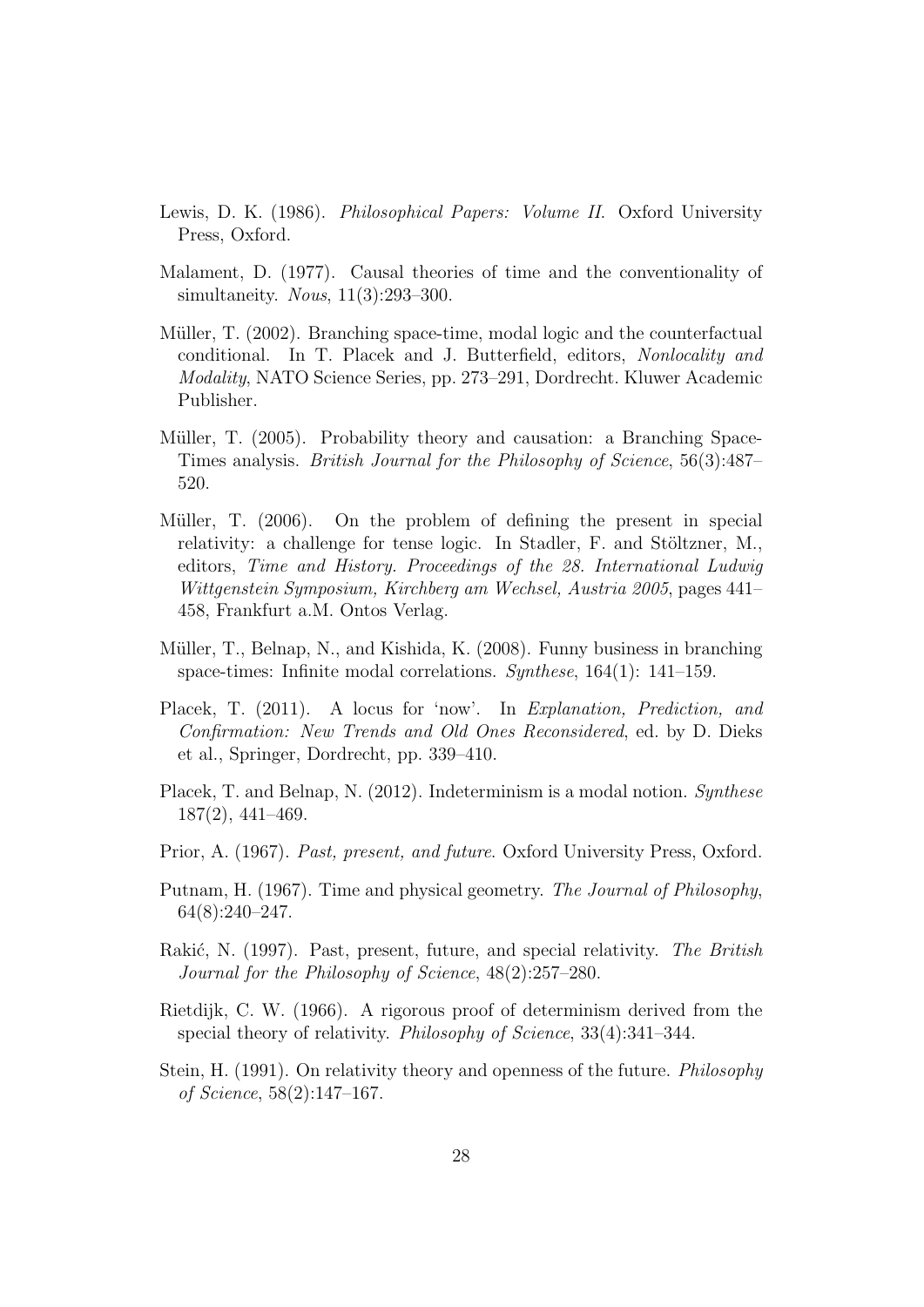Lewis, D. K. (1986). *Philosophical Papers: Volume II*. Oxford University Press, Oxford.

Malament, D. (1977). Causal theories of time and the conventionality of simultaneity. *Nous*, 11(3):293–300.

Müller, T. (2002). Branching space-time, modal logic and the counterfactual conditional. In T. Placek and J. Butterfield, editors, *Nonlocality and Modality*, NATO Science Series, pp. 273–291, Dordrecht. Kluwer Academic Publisher.

Müller, T. (2005). Probability theory and causation: a Branching Space-Times analysis. *British Journal for the Philosophy of Science*, 56(3):487–520.

Müller, T. (2006). On the problem of defining the present in special relativity: a challenge for tense logic. In Stadler, F. and Stöltzner, M., editors, *Time and History. Proceedings of the 28. International Ludwig Wittgenstein Symposium, Kirchberg am Wechsel, Austria 2005*, pages 441–458, Frankfurt a.M. Ontos Verlag.

Müller, T., Belnap, N., and Kishida, K. (2008). Funny business in branching space-times: Infinite modal correlations. *Synthese*, 164(1): 141–159.

Placek, T. (2011). A locus for 'now'. In *Explanation, Prediction, and Confirmation: New Trends and Old Ones Reconsidered*, ed. by D. Dieks et al., Springer, Dordrecht, pp. 339–410.

Placek, T. and Belnap, N. (2012). Indeterminism is a modal notion. *Synthese* 187(2), 441–469.

Prior, A. (1967). *Past, present, and future*. Oxford University Press, Oxford.

Putnam, H. (1967). Time and physical geometry. *The Journal of Philosophy*, 64(8):240–247.

Rakić, N. (1997). Past, present, future, and special relativity. *The British Journal for the Philosophy of Science*, 48(2):257–280.

Rietdijk, C. W. (1966). A rigorous proof of determinism derived from the special theory of relativity. *Philosophy of Science*, 33(4):341–344.

Stein, H. (1991). On relativity theory and openness of the future. *Philosophy of Science*, 58(2):147–167.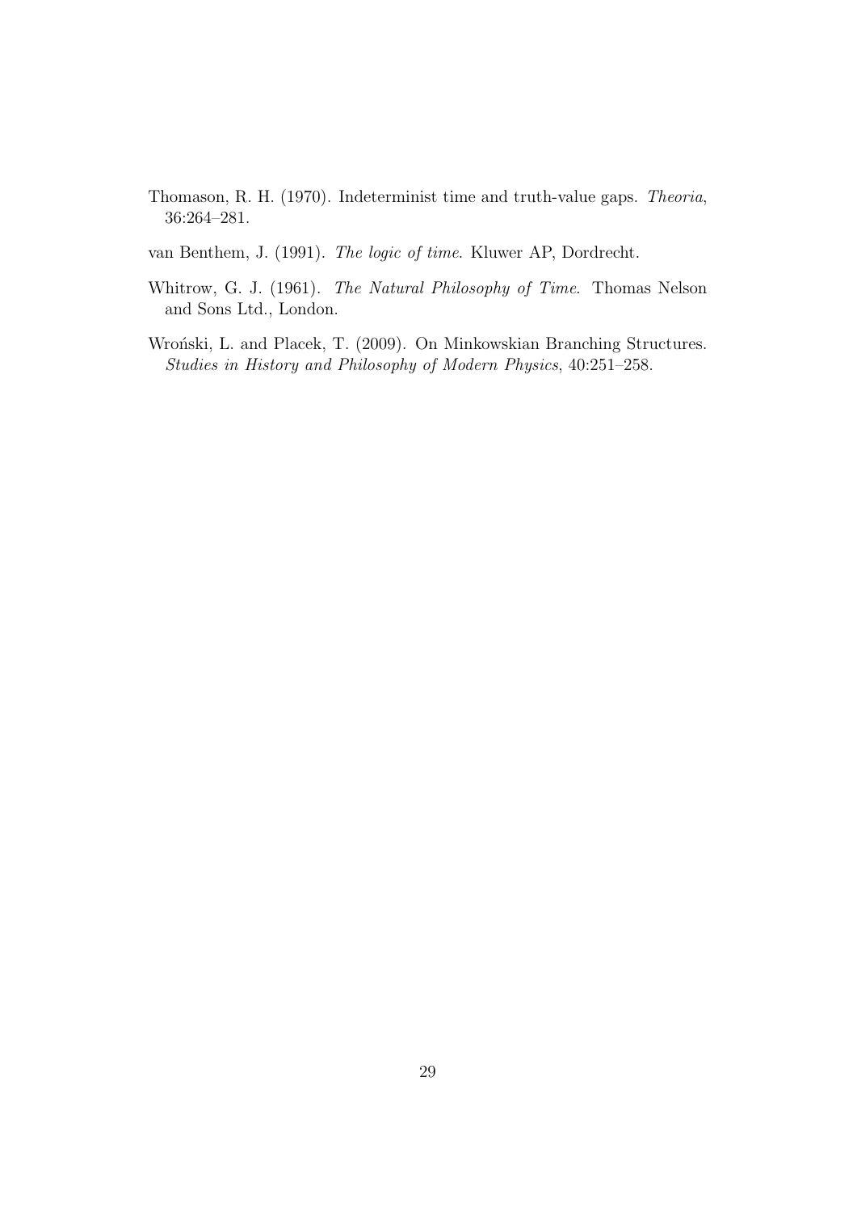Thomason, R. H. (1970). Indeterminist time and truth-value gaps. *Theoria*, 36:264–281.

van Benthem, J. (1991). *The logic of time*. Kluwer AP, Dordrecht.

Whitrow, G. J. (1961). *The Natural Philosophy of Time*. Thomas Nelson and Sons Ltd., London.

Wroński, L. and Placek, T. (2009). On Minkowskian Branching Structures. *Studies in History and Philosophy of Modern Physics*, 40:251–258.